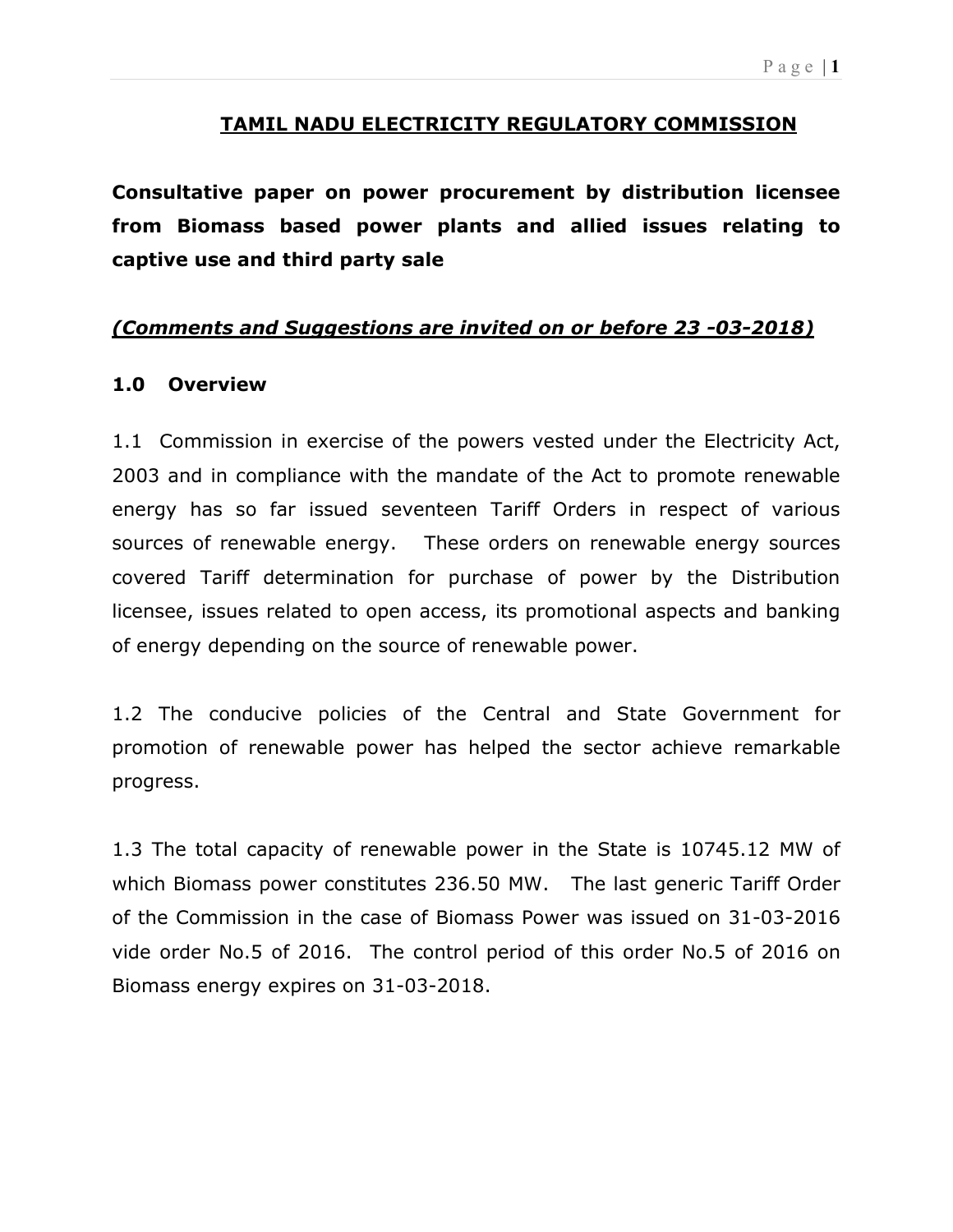# TAMIL NADU ELECTRICITY REGULATORY COMMISSION

**Consultative paper on power procurement by distribution licensee from Biomass based power plants and allied issues relating to captive use and third party sale**

***(Comments and Suggestions are invited on or before 23 -03-2018)***

## 1.0 Overview

1.1 Commission in exercise of the powers vested under the Electricity Act, 2003 and in compliance with the mandate of the Act to promote renewable energy has so far issued seventeen Tariff Orders in respect of various sources of renewable energy. These orders on renewable energy sources covered Tariff determination for purchase of power by the Distribution licensee, issues related to open access, its promotional aspects and banking of energy depending on the source of renewable power.

1.2 The conducive policies of the Central and State Government for promotion of renewable power has helped the sector achieve remarkable progress.

1.3 The total capacity of renewable power in the State is 10745.12 MW of which Biomass power constitutes 236.50 MW. The last generic Tariff Order of the Commission in the case of Biomass Power was issued on 31-03-2016 vide order No.5 of 2016. The control period of this order No.5 of 2016 on Biomass energy expires on 31-03-2018.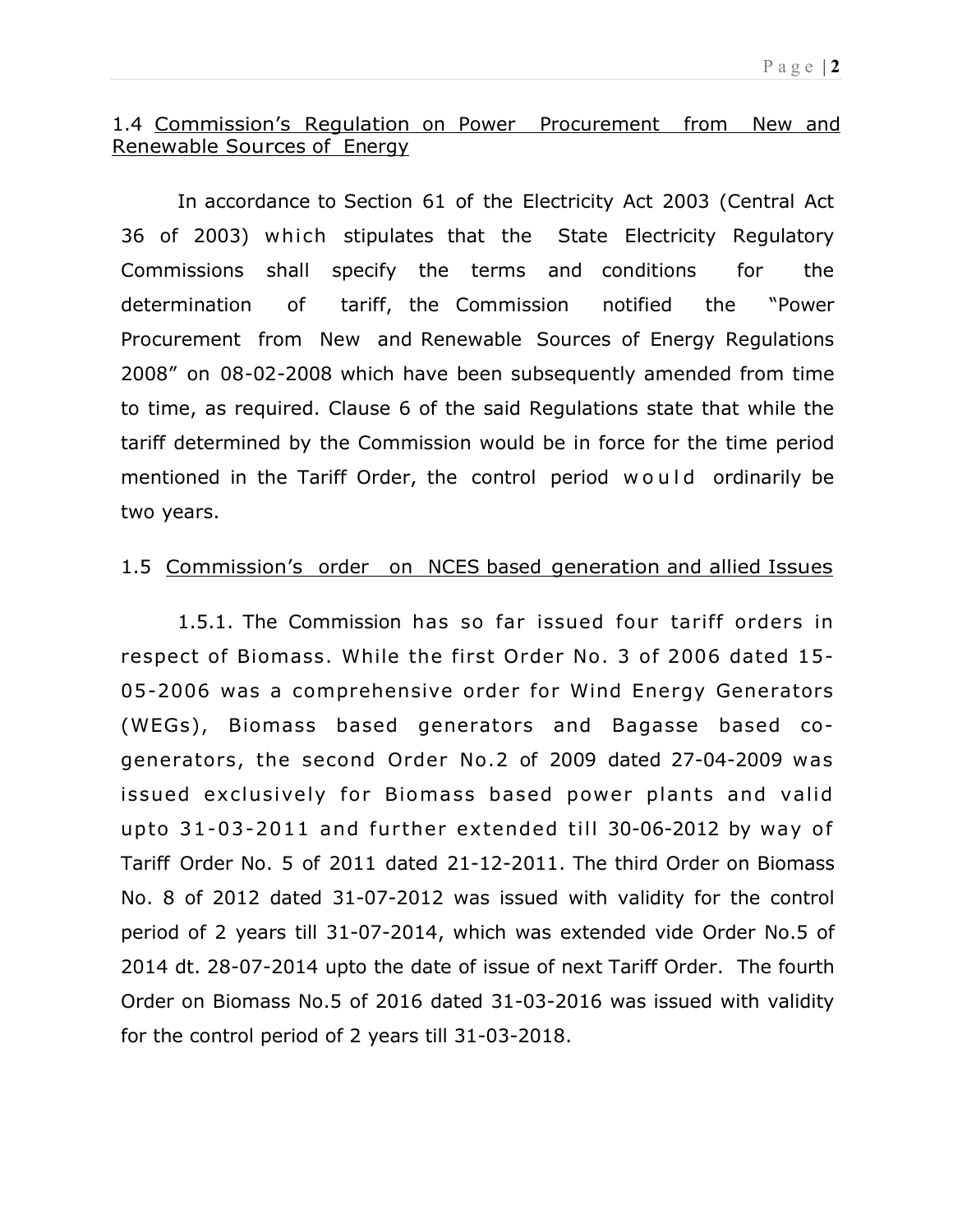## 1.4 Commission's Regulation on Power Procurement from New and Renewable Sources of Energy

In accordance to Section 61 of the Electricity Act 2003 (Central Act 36 of 2003) which stipulates that the State Electricity Regulatory Commissions shall specify the terms and conditions for the determination of tariff, the Commission notified the "Power Procurement from New and Renewable Sources of Energy Regulations 2008" on 08-02-2008 which have been subsequently amended from time to time, as required. Clause 6 of the said Regulations state that while the tariff determined by the Commission would be in force for the time period mentioned in the Tariff Order, the control period would ordinarily be two years.

## 1.5 Commission's order on NCES based generation and allied Issues

1.5.1. The Commission has so far issued four tariff orders in respect of Biomass. While the first Order No. 3 of 2006 dated 15-05-2006 was a comprehensive order for Wind Energy Generators (WEGs), Biomass based generators and Bagasse based co-generators, the second Order No.2 of 2009 dated 27-04-2009 was issued exclusively for Biomass based power plants and valid upto 31-03-2011 and further extended till 30-06-2012 by way of Tariff Order No. 5 of 2011 dated 21-12-2011. The third Order on Biomass No. 8 of 2012 dated 31-07-2012 was issued with validity for the control period of 2 years till 31-07-2014, which was extended vide Order No.5 of 2014 dt. 28-07-2014 upto the date of issue of next Tariff Order. The fourth Order on Biomass No.5 of 2016 dated 31-03-2016 was issued with validity for the control period of 2 years till 31-03-2018.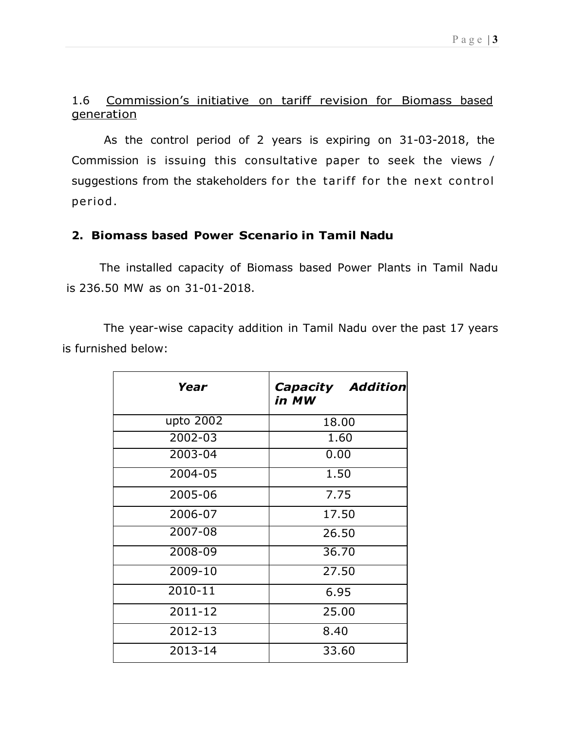1.6 Commission's initiative on tariff revision for Biomass based generation

As the control period of 2 years is expiring on 31-03-2018, the Commission is issuing this consultative paper to seek the views / suggestions from the stakeholders for the tariff for the next control period.

## 2. Biomass based Power Scenario in Tamil Nadu

The installed capacity of Biomass based Power Plants in Tamil Nadu is 236.50 MW as on 31-01-2018.

The year-wise capacity addition in Tamil Nadu over the past 17 years is furnished below:

| *Year* | *Capacity Addition in MW* |
|---|---|
| upto 2002 | 18.00 |
| 2002-03 | 1.60 |
| 2003-04 | 0.00 |
| 2004-05 | 1.50 |
| 2005-06 | 7.75 |
| 2006-07 | 17.50 |
| 2007-08 | 26.50 |
| 2008-09 | 36.70 |
| 2009-10 | 27.50 |
| 2010-11 | 6.95 |
| 2011-12 | 25.00 |
| 2012-13 | 8.40 |
| 2013-14 | 33.60 |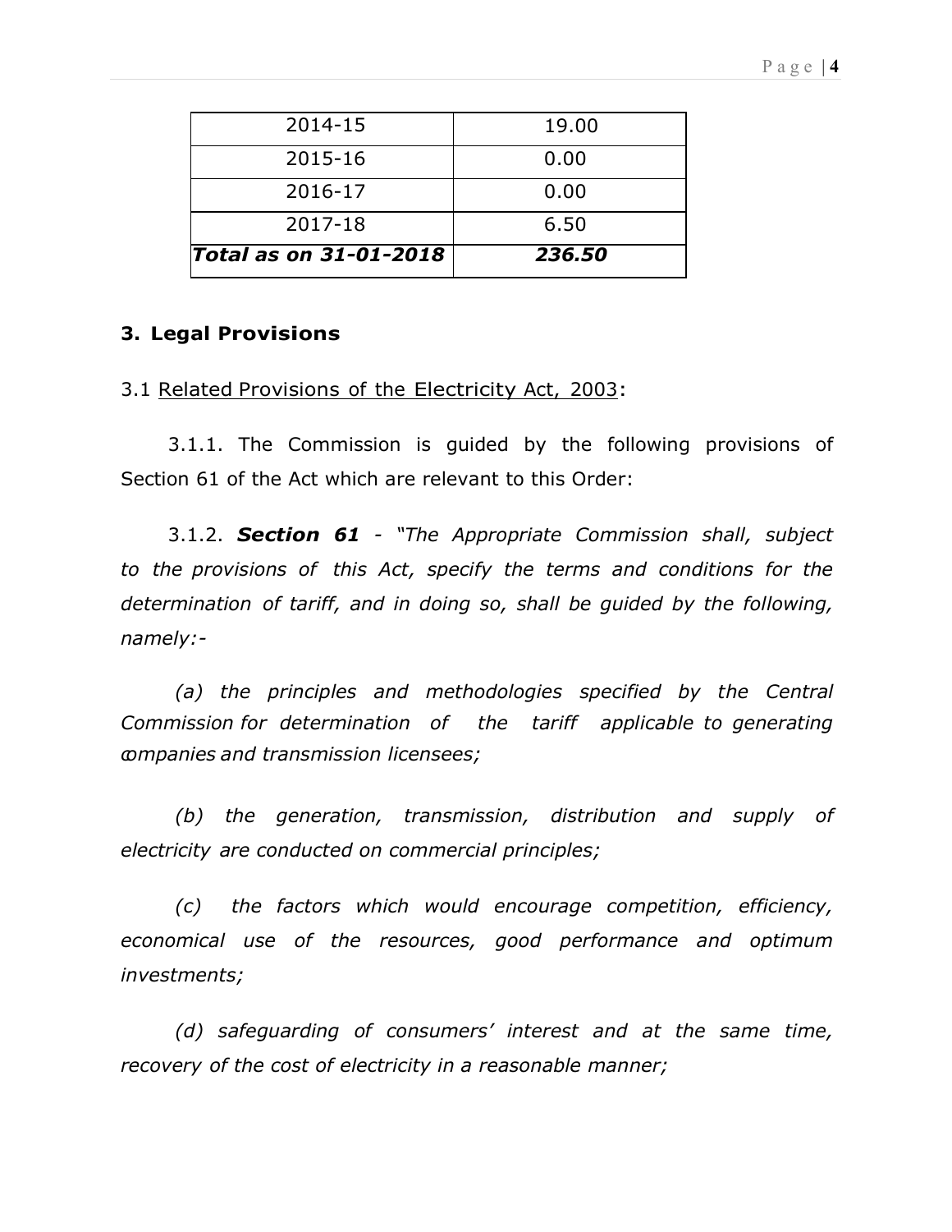| 2014-15 | 19.00 |
|---|---|
| 2015-16 | 0.00 |
| 2016-17 | 0.00 |
| 2017-18 | 6.50 |
| ***Total as on 31-01-2018*** | ***236.50*** |

## 3. Legal Provisions

3.1 Related Provisions of the Electricity Act, 2003:

3.1.1. The Commission is guided by the following provisions of Section 61 of the Act which are relevant to this Order:

3.1.2. ***Section 61*** - *"The Appropriate Commission shall, subject to the provisions of this Act, specify the terms and conditions for the determination of tariff, and in doing so, shall be guided by the following, namely:-*

*(a) the principles and methodologies specified by the Central Commission for determination of the tariff applicable to generating companies and transmission licensees;*

*(b) the generation, transmission, distribution and supply of electricity are conducted on commercial principles;*

*(c) the factors which would encourage competition, efficiency, economical use of the resources, good performance and optimum investments;*

*(d) safeguarding of consumers' interest and at the same time, recovery of the cost of electricity in a reasonable manner;*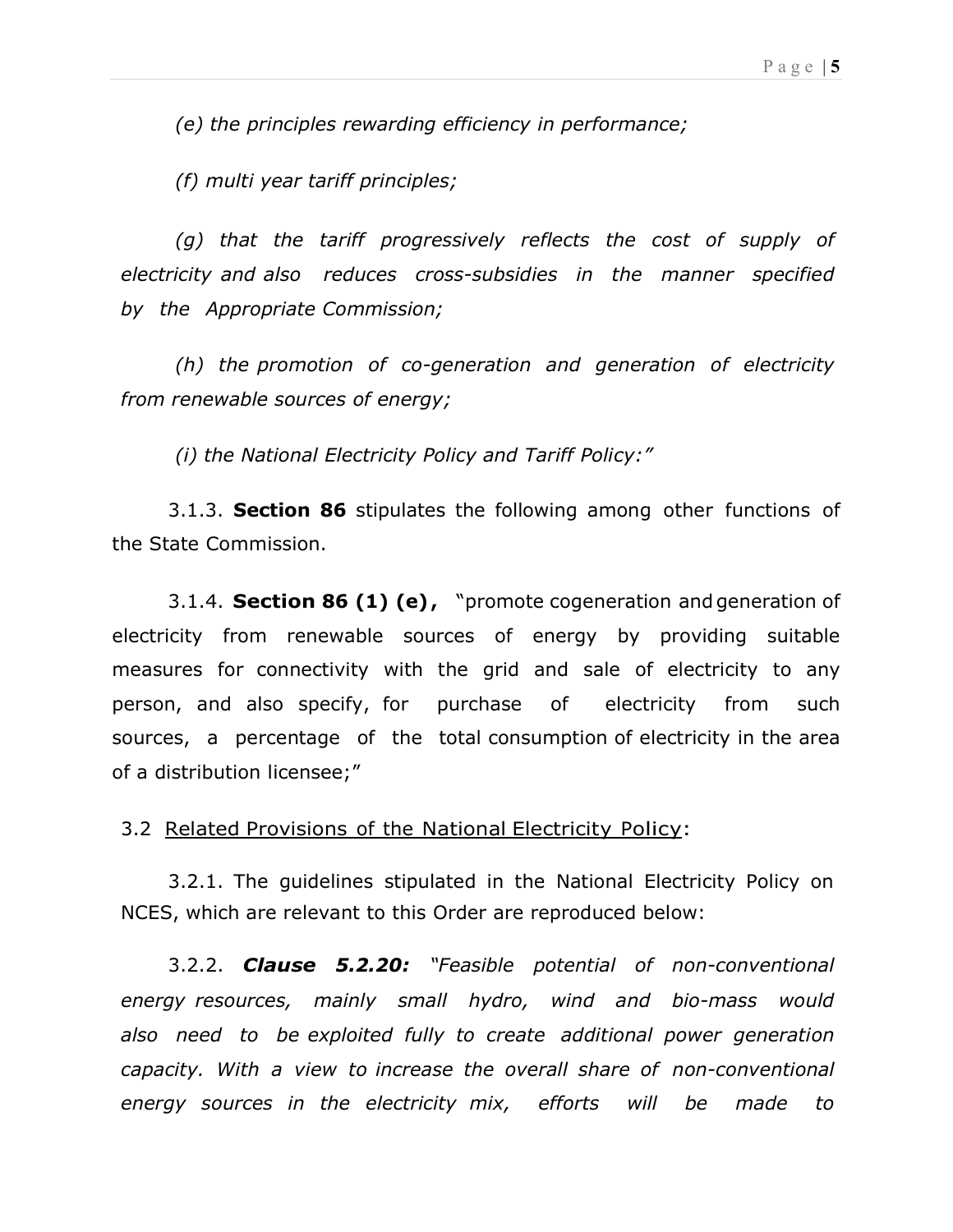*(e) the principles rewarding efficiency in performance;*

*(f) multi year tariff principles;*

*(g) that the tariff progressively reflects the cost of supply of electricity and also reduces cross-subsidies in the manner specified by the Appropriate Commission;*

*(h) the promotion of co-generation and generation of electricity from renewable sources of energy;*

*(i) the National Electricity Policy and Tariff Policy:"*

3.1.3. **Section 86** stipulates the following among other functions of the State Commission.

3.1.4. **Section 86 (1) (e),** "promote cogeneration and generation of electricity from renewable sources of energy by providing suitable measures for connectivity with the grid and sale of electricity to any person, and also specify, for purchase of electricity from such sources, a percentage of the total consumption of electricity in the area of a distribution licensee;"

3.2 Related Provisions of the National Electricity Policy:

3.2.1. The guidelines stipulated in the National Electricity Policy on NCES, which are relevant to this Order are reproduced below:

3.2.2. ***Clause 5.2.20:*** *"Feasible potential of non-conventional energy resources, mainly small hydro, wind and bio-mass would also need to be exploited fully to create additional power generation capacity. With a view to increase the overall share of non-conventional energy sources in the electricity mix, efforts will be made to*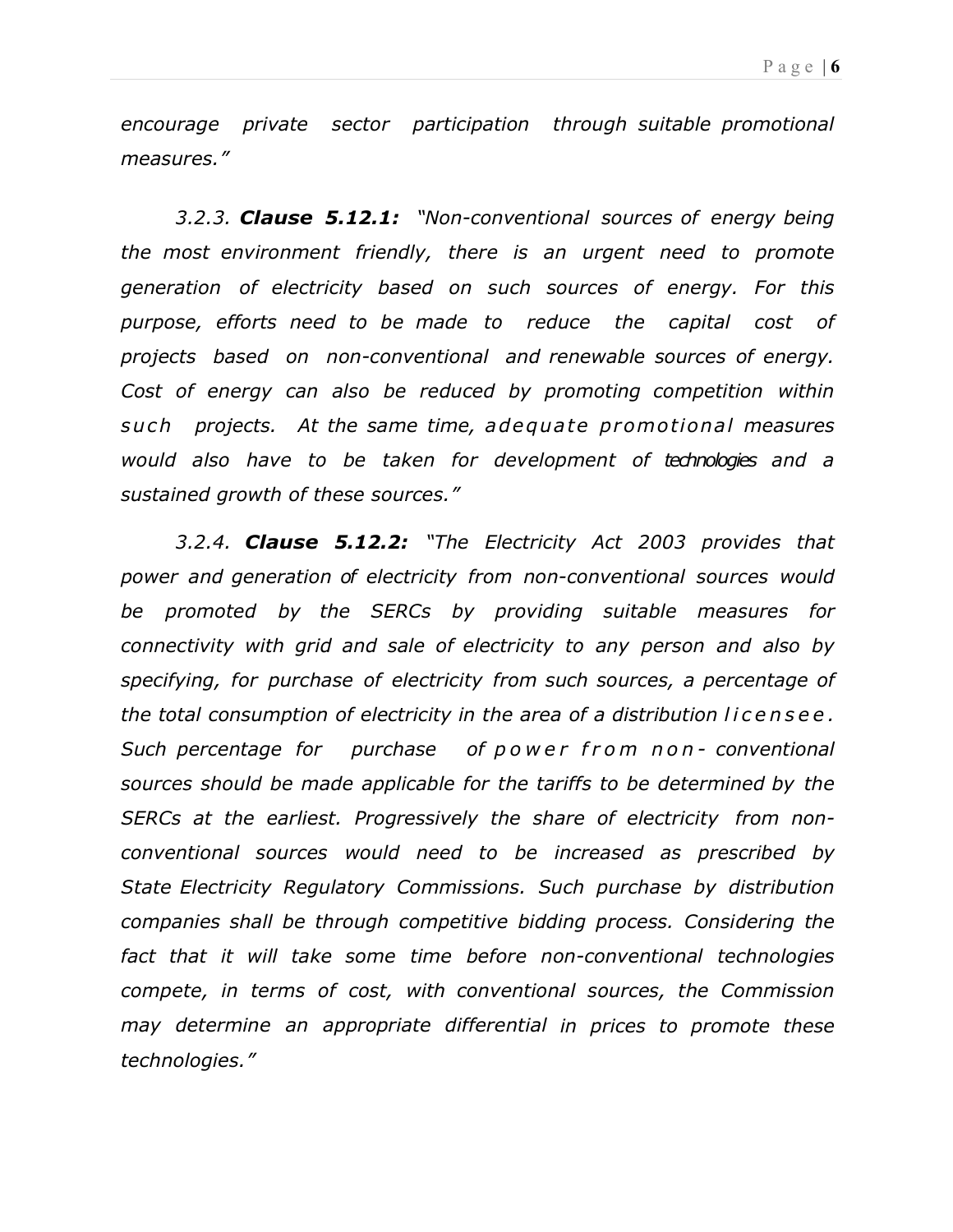*encourage private sector participation through suitable promotional measures."*

*3.2.3. **Clause 5.12.1:** "Non-conventional sources of energy being the most environment friendly, there is an urgent need to promote generation of electricity based on such sources of energy. For this purpose, efforts need to be made to reduce the capital cost of projects based on non-conventional and renewable sources of energy. Cost of energy can also be reduced by promoting competition within such projects. At the same time, adequate promotional measures would also have to be taken for development of technologies and a sustained growth of these sources."*

*3.2.4. **Clause 5.12.2:** "The Electricity Act 2003 provides that power and generation of electricity from non-conventional sources would be promoted by the SERCs by providing suitable measures for connectivity with grid and sale of electricity to any person and also by specifying, for purchase of electricity from such sources, a percentage of the total consumption of electricity in the area of a distribution licensee. Such percentage for purchase of power from non- conventional sources should be made applicable for the tariffs to be determined by the SERCs at the earliest. Progressively the share of electricity from non-conventional sources would need to be increased as prescribed by State Electricity Regulatory Commissions. Such purchase by distribution companies shall be through competitive bidding process. Considering the fact that it will take some time before non-conventional technologies compete, in terms of cost, with conventional sources, the Commission may determine an appropriate differential in prices to promote these technologies."*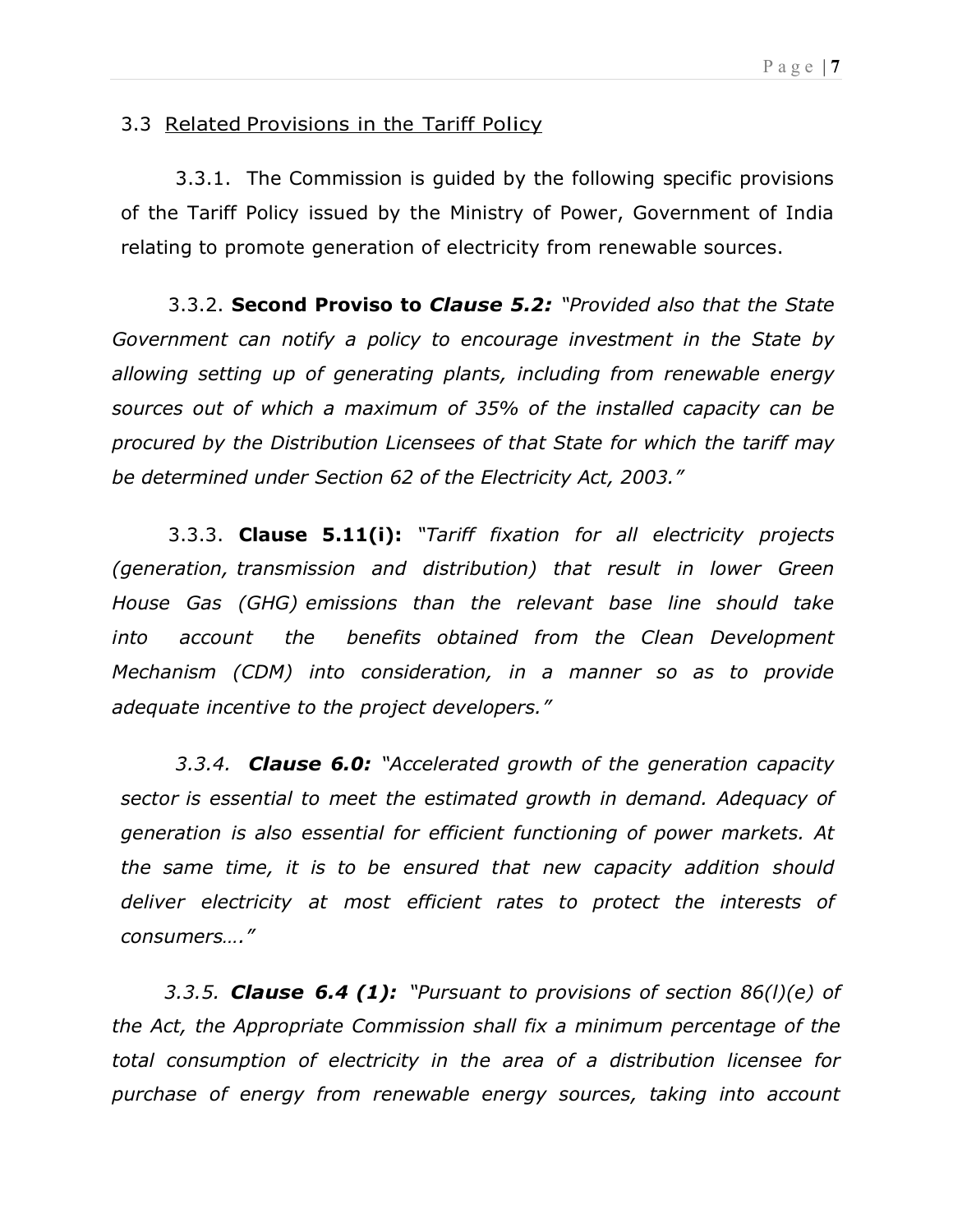### 3.3 Related Provisions in the Tariff Policy

3.3.1. The Commission is guided by the following specific provisions of the Tariff Policy issued by the Ministry of Power, Government of India relating to promote generation of electricity from renewable sources.

3.3.2. **Second Proviso to *Clause 5.2:*** *"Provided also that the State Government can notify a policy to encourage investment in the State by allowing setting up of generating plants, including from renewable energy sources out of which a maximum of 35% of the installed capacity can be procured by the Distribution Licensees of that State for which the tariff may be determined under Section 62 of the Electricity Act, 2003."*

3.3.3. **Clause 5.11(i):** *"Tariff fixation for all electricity projects (generation, transmission and distribution) that result in lower Green House Gas (GHG) emissions than the relevant base line should take into account the benefits obtained from the Clean Development Mechanism (CDM) into consideration, in a manner so as to provide adequate incentive to the project developers."*

*3.3.4.* ***Clause 6.0:*** *"Accelerated growth of the generation capacity sector is essential to meet the estimated growth in demand. Adequacy of generation is also essential for efficient functioning of power markets. At the same time, it is to be ensured that new capacity addition should deliver electricity at most efficient rates to protect the interests of consumers…."*

*3.3.5.* ***Clause 6.4 (1):*** *"Pursuant to provisions of section 86(l)(e) of the Act, the Appropriate Commission shall fix a minimum percentage of the total consumption of electricity in the area of a distribution licensee for purchase of energy from renewable energy sources, taking into account*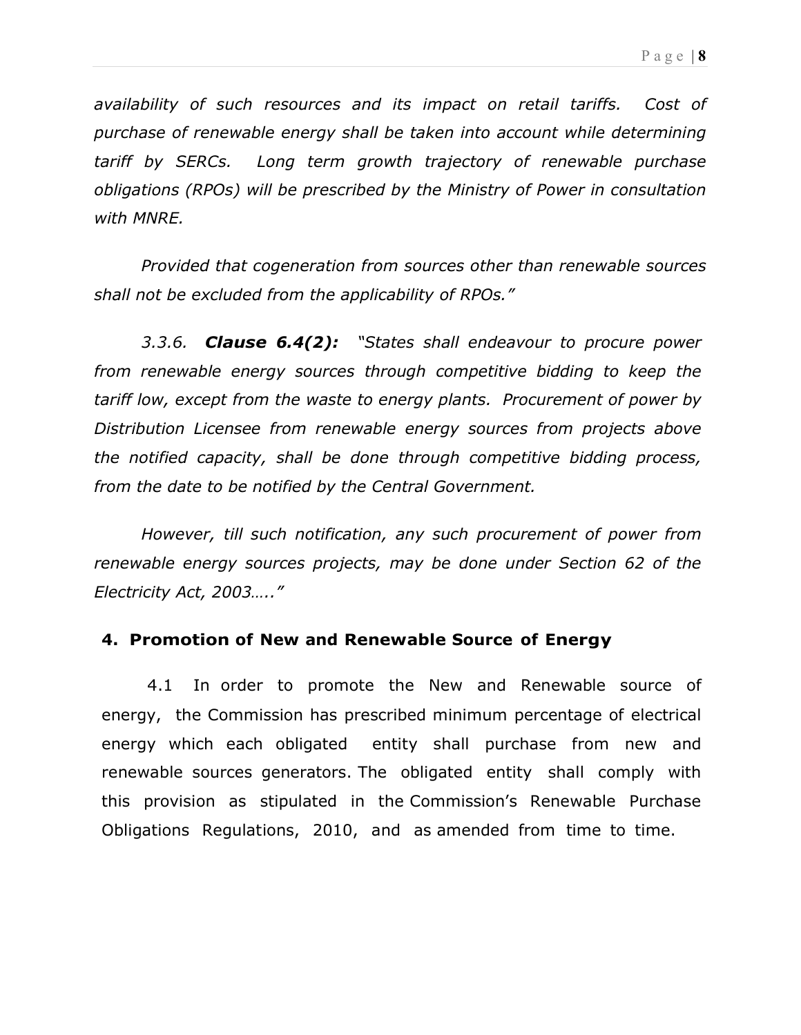*availability of such resources and its impact on retail tariffs. Cost of purchase of renewable energy shall be taken into account while determining tariff by SERCs. Long term growth trajectory of renewable purchase obligations (RPOs) will be prescribed by the Ministry of Power in consultation with MNRE.*

*Provided that cogeneration from sources other than renewable sources shall not be excluded from the applicability of RPOs."*

*3.3.6.* ***Clause 6.4(2):*** *"States shall endeavour to procure power from renewable energy sources through competitive bidding to keep the tariff low, except from the waste to energy plants. Procurement of power by Distribution Licensee from renewable energy sources from projects above the notified capacity, shall be done through competitive bidding process, from the date to be notified by the Central Government.*

*However, till such notification, any such procurement of power from renewable energy sources projects, may be done under Section 62 of the Electricity Act, 2003….."*

## 4. Promotion of New and Renewable Source of Energy

4.1 In order to promote the New and Renewable source of energy, the Commission has prescribed minimum percentage of electrical energy which each obligated entity shall purchase from new and renewable sources generators. The obligated entity shall comply with this provision as stipulated in the Commission's Renewable Purchase Obligations Regulations, 2010, and as amended from time to time.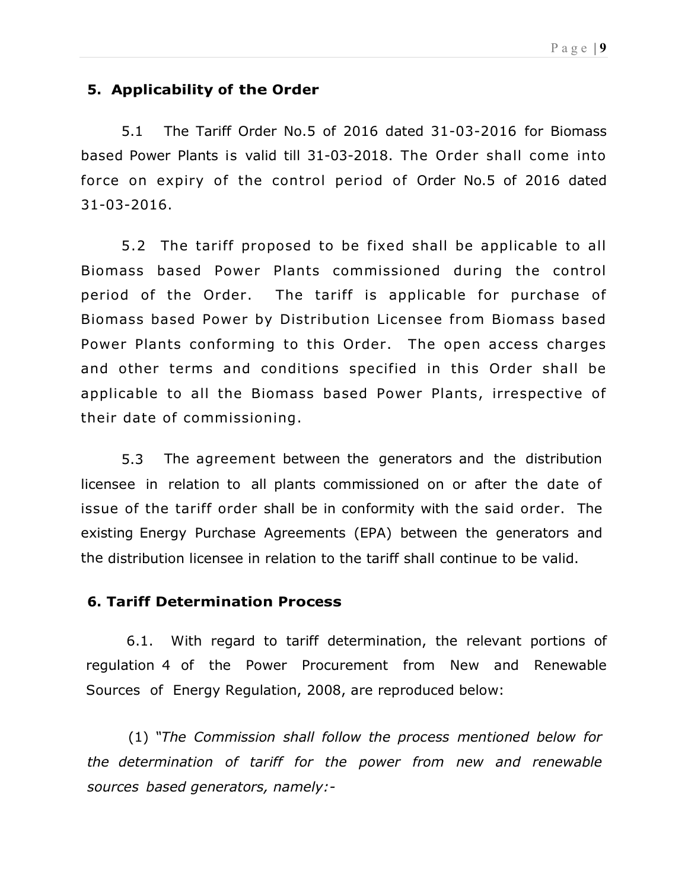## 5. Applicability of the Order

5.1 The Tariff Order No.5 of 2016 dated 31-03-2016 for Biomass based Power Plants is valid till 31-03-2018. The Order shall come into force on expiry of the control period of Order No.5 of 2016 dated 31-03-2016.

5.2 The tariff proposed to be fixed shall be applicable to all Biomass based Power Plants commissioned during the control period of the Order. The tariff is applicable for purchase of Biomass based Power by Distribution Licensee from Biomass based Power Plants conforming to this Order. The open access charges and other terms and conditions specified in this Order shall be applicable to all the Biomass based Power Plants, irrespective of their date of commissioning.

5.3 The agreement between the generators and the distribution licensee in relation to all plants commissioned on or after the date of issue of the tariff order shall be in conformity with the said order. The existing Energy Purchase Agreements (EPA) between the generators and the distribution licensee in relation to the tariff shall continue to be valid.

## 6. Tariff Determination Process

6.1. With regard to tariff determination, the relevant portions of regulation 4 of the Power Procurement from New and Renewable Sources of Energy Regulation, 2008, are reproduced below:

(1) *"The Commission shall follow the process mentioned below for the determination of tariff for the power from new and renewable sources based generators, namely:-*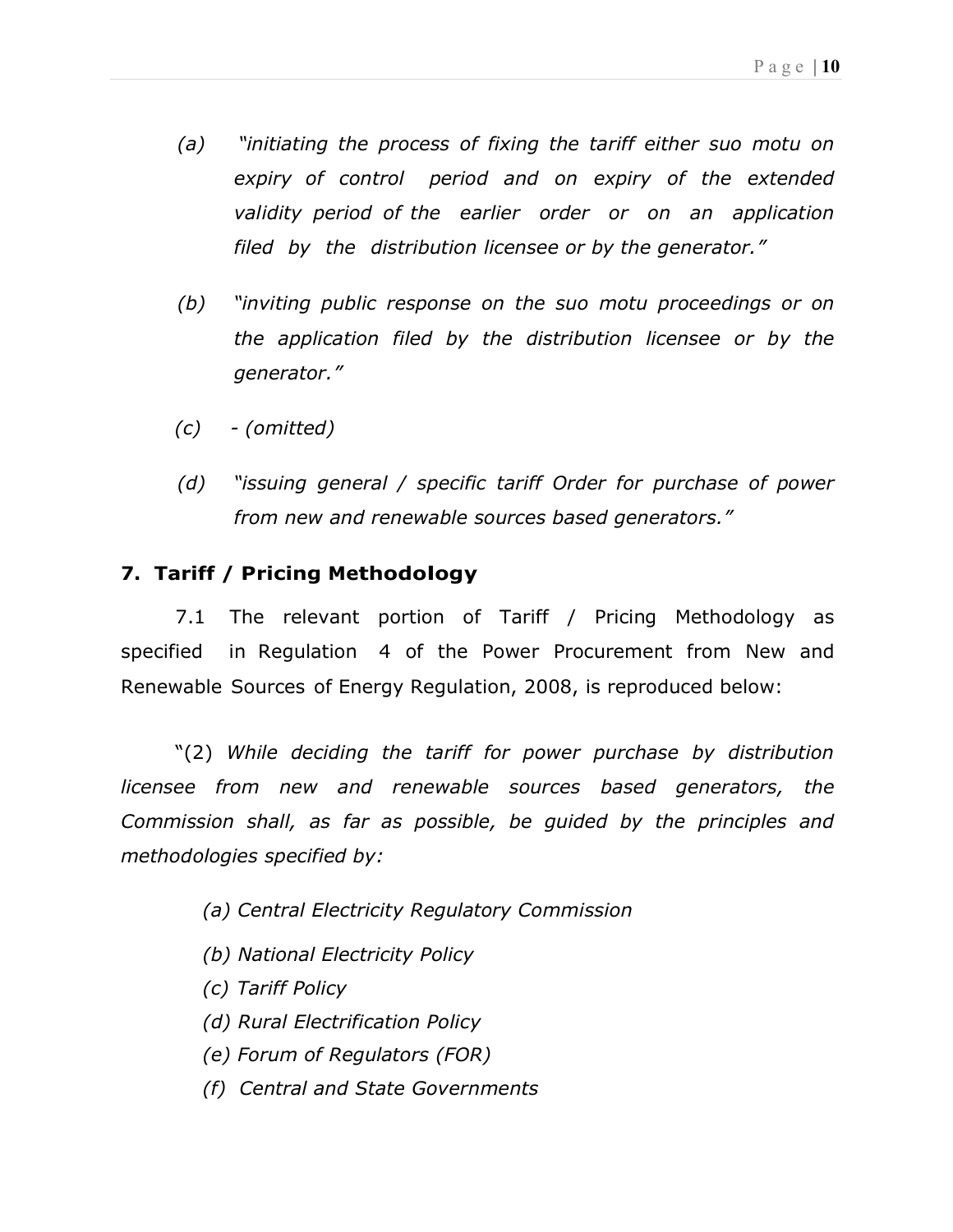(a) *"initiating the process of fixing the tariff either suo motu on expiry of control period and on expiry of the extended validity period of the earlier order or on an application filed by the distribution licensee or by the generator."*

(b) *"inviting public response on the suo motu proceedings or on the application filed by the distribution licensee or by the generator."*

(c) *- (omitted)*

(d) *"issuing general / specific tariff Order for purchase of power from new and renewable sources based generators."*

## 7. Tariff / Pricing Methodology

7.1 The relevant portion of Tariff / Pricing Methodology as specified in Regulation 4 of the Power Procurement from New and Renewable Sources of Energy Regulation, 2008, is reproduced below:

"(2) *While deciding the tariff for power purchase by distribution licensee from new and renewable sources based generators, the Commission shall, as far as possible, be guided by the principles and methodologies specified by:*

*(a) Central Electricity Regulatory Commission*

*(b) National Electricity Policy*

*(c) Tariff Policy*

*(d) Rural Electrification Policy*

*(e) Forum of Regulators (FOR)*

*(f) Central and State Governments*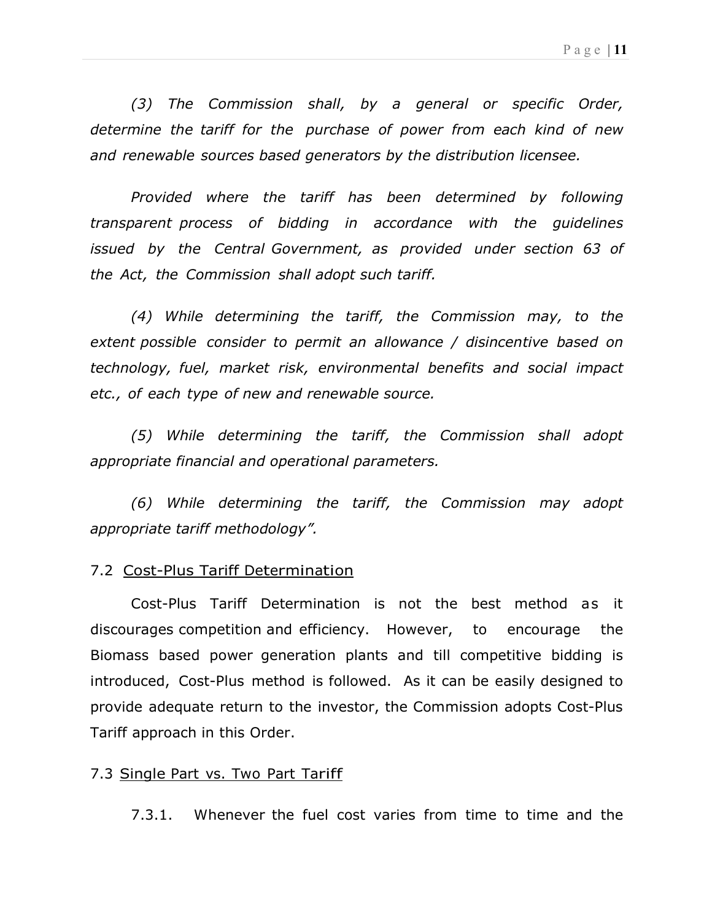*(3) The Commission shall, by a general or specific Order, determine the tariff for the purchase of power from each kind of new and renewable sources based generators by the distribution licensee.*

*Provided where the tariff has been determined by following transparent process of bidding in accordance with the guidelines issued by the Central Government, as provided under section 63 of the Act, the Commission shall adopt such tariff.*

*(4) While determining the tariff, the Commission may, to the extent possible consider to permit an allowance / disincentive based on technology, fuel, market risk, environmental benefits and social impact etc., of each type of new and renewable source.*

*(5) While determining the tariff, the Commission shall adopt appropriate financial and operational parameters.*

*(6) While determining the tariff, the Commission may adopt appropriate tariff methodology".*

7.2 Cost-Plus Tariff Determination

Cost-Plus Tariff Determination is not the best method as it discourages competition and efficiency. However, to encourage the Biomass based power generation plants and till competitive bidding is introduced, Cost-Plus method is followed. As it can be easily designed to provide adequate return to the investor, the Commission adopts Cost-Plus Tariff approach in this Order.

7.3 Single Part vs. Two Part Tariff

7.3.1. Whenever the fuel cost varies from time to time and the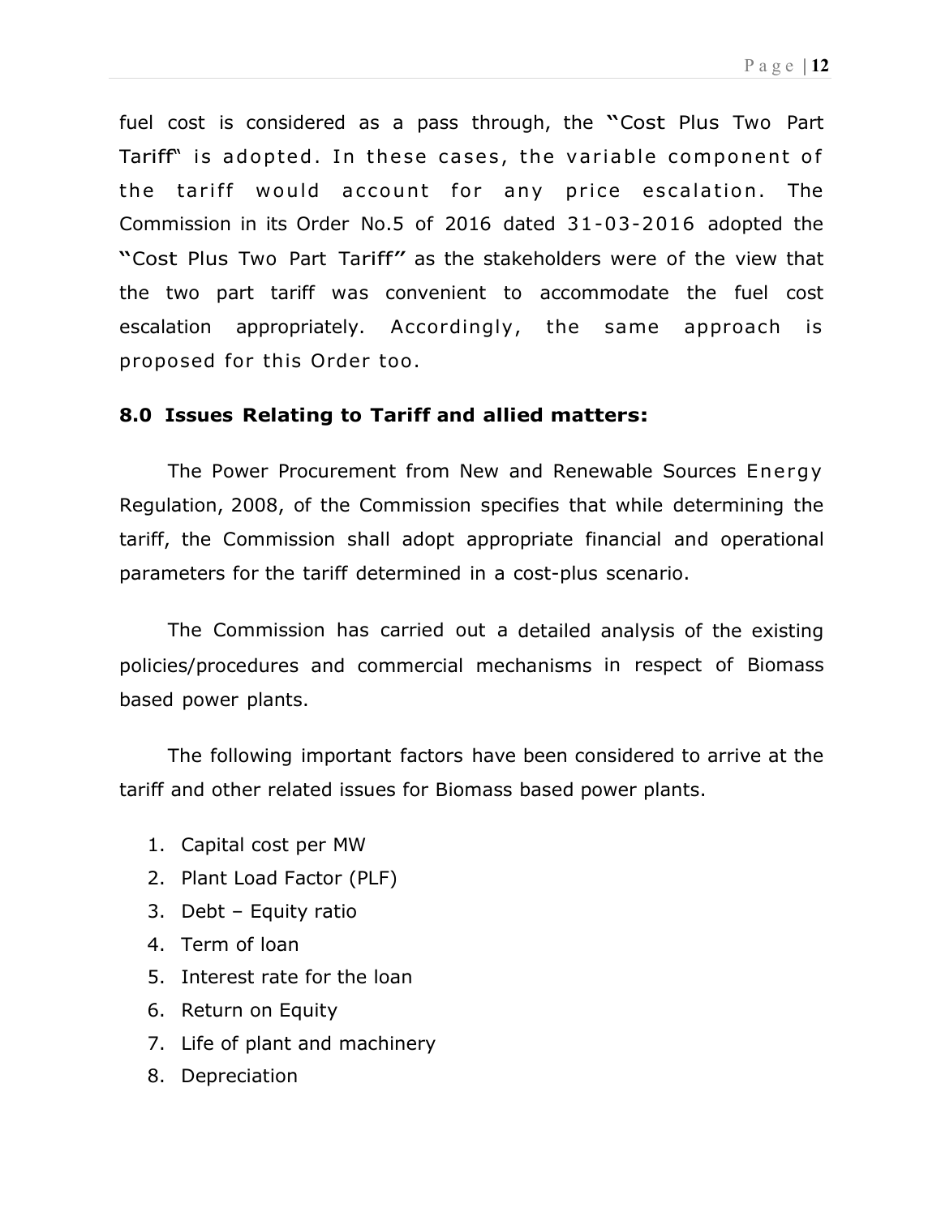fuel cost is considered as a pass through, the "Cost Plus Two Part Tariff" is adopted. In these cases, the variable component of the tariff would account for any price escalation. The Commission in its Order No.5 of 2016 dated 31-03-2016 adopted the "Cost Plus Two Part Tariff" as the stakeholders were of the view that the two part tariff was convenient to accommodate the fuel cost escalation appropriately. Accordingly, the same approach is proposed for this Order too.

## 8.0 Issues Relating to Tariff and allied matters:

The Power Procurement from New and Renewable Sources Energy Regulation, 2008, of the Commission specifies that while determining the tariff, the Commission shall adopt appropriate financial and operational parameters for the tariff determined in a cost-plus scenario.

The Commission has carried out a detailed analysis of the existing policies/procedures and commercial mechanisms in respect of Biomass based power plants.

The following important factors have been considered to arrive at the tariff and other related issues for Biomass based power plants.

1. Capital cost per MW
2. Plant Load Factor (PLF)
3. Debt – Equity ratio
4. Term of loan
5. Interest rate for the loan
6. Return on Equity
7. Life of plant and machinery
8. Depreciation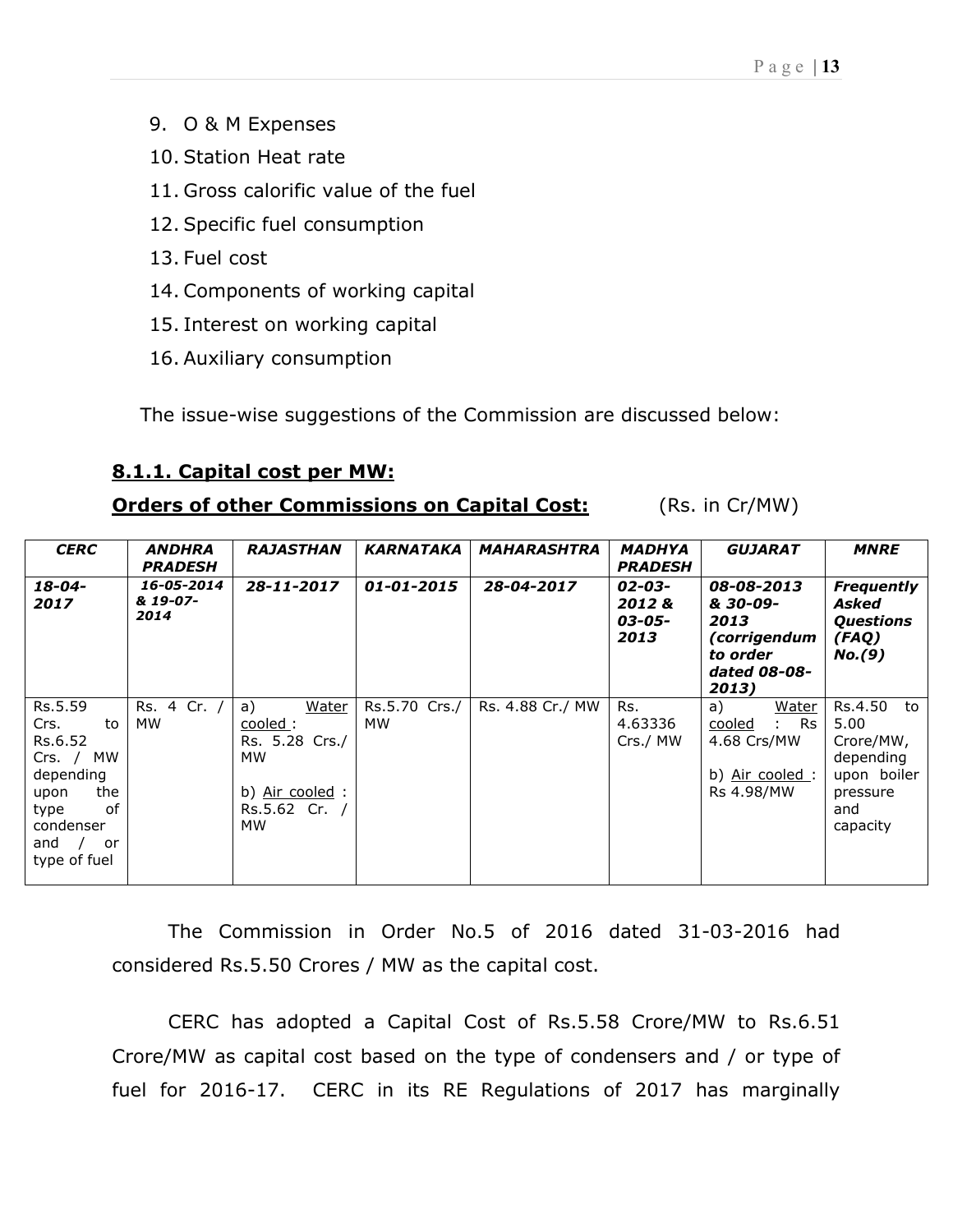9. O & M Expenses
10. Station Heat rate
11. Gross calorific value of the fuel
12. Specific fuel consumption
13. Fuel cost
14. Components of working capital
15. Interest on working capital
16. Auxiliary consumption

The issue-wise suggestions of the Commission are discussed below:

### 8.1.1. Capital cost per MW:

**Orders of other Commissions on Capital Cost:** (Rs. in Cr/MW)

| *CERC* | *ANDHRA PRADESH* | *RAJASTHAN* | *KARNATAKA* | *MAHARASHTRA* | *MADHYA PRADESH* | *GUJARAT* | *MNRE* |
|---|---|---|---|---|---|---|---|
| ***18-04-2017*** | ***16-05-2014 & 19-07-2014*** | ***28-11-2017*** | ***01-01-2015*** | ***28-04-2017*** | ***02-03-2012 & 03-05-2013*** | ***08-08-2013 & 30-09-2013 (corrigendum to order dated 08-08-2013)*** | ***Frequently Asked Questions (FAQ) No.(9)*** |
| Rs.5.59 Crs. to Rs.6.52 Crs. / MW depending upon the type of condenser and / or type of fuel | Rs. 4 Cr. / MW | a) Water cooled : Rs. 5.28 Crs./ MW<br><br>b) Air cooled : Rs.5.62 Cr. / MW | Rs.5.70 Crs./ MW | Rs. 4.88 Cr./ MW | Rs. 4.63336 Crs./ MW | a) Water cooled : Rs 4.68 Crs/MW<br><br>b) Air cooled : Rs 4.98/MW | Rs.4.50 to 5.00 Crore/MW, depending upon boiler pressure and capacity |

The Commission in Order No.5 of 2016 dated 31-03-2016 had considered Rs.5.50 Crores / MW as the capital cost.

CERC has adopted a Capital Cost of Rs.5.58 Crore/MW to Rs.6.51 Crore/MW as capital cost based on the type of condensers and / or type of fuel for 2016-17. CERC in its RE Regulations of 2017 has marginally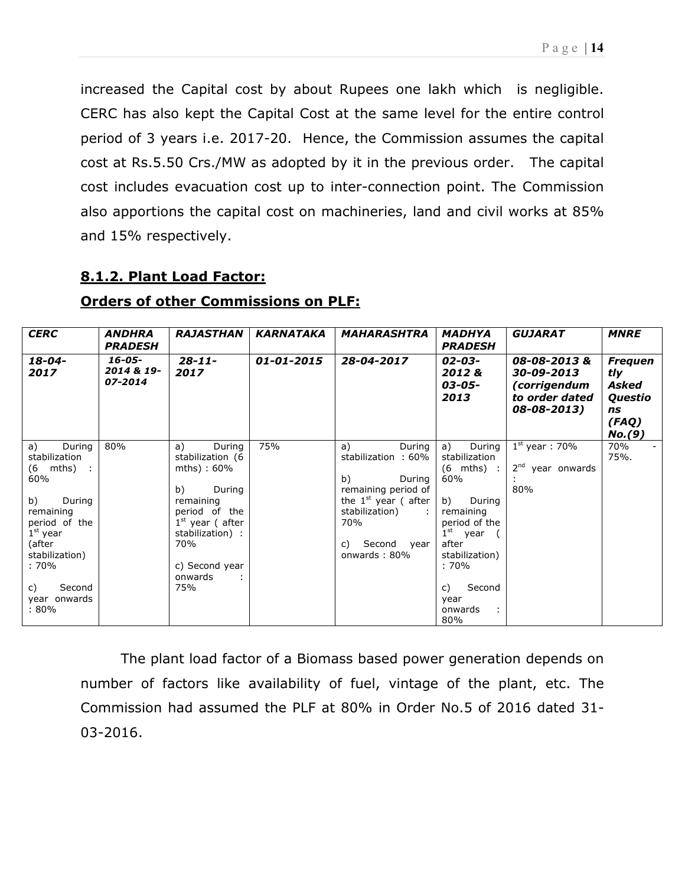increased the Capital cost by about Rupees one lakh which is negligible. CERC has also kept the Capital Cost at the same level for the entire control period of 3 years i.e. 2017-20. Hence, the Commission assumes the capital cost at Rs.5.50 Crs./MW as adopted by it in the previous order. The capital cost includes evacuation cost up to inter-connection point. The Commission also apportions the capital cost on machineries, land and civil works at 85% and 15% respectively.

### 8.1.2. Plant Load Factor:

### Orders of other Commissions on PLF:

| ***CERC*** | ***ANDHRA PRADESH*** | ***RAJASTHAN*** | ***KARNATAKA*** | ***MAHARASHTRA*** | ***MADHYA PRADESH*** | ***GUJARAT*** | ***MNRE*** |
|---|---|---|---|---|---|---|---|
| ***18-04-2017*** | ***16-05-2014 & 19-07-2014*** | ***28-11-2017*** | ***01-01-2015*** | ***28-04-2017*** | ***02-03-2012 & 03-05-2013*** | ***08-08-2013 & 30-09-2013 (corrigendum to order dated 08-08-2013)*** | ***Frequently Asked Questions (FAQ) No.(9)*** |
| a) During stabilization (6 mths) : 60%<br><br>b) During remaining period of the 1st year (after stabilization) : 70%<br><br>c) Second year onwards : 80% | 80% | a) During stabilization (6 mths) : 60%<br><br>b) During remaining period of the 1st year ( after stabilization) : 70%<br><br>c) Second year onwards : 75% | 75% | a) During stabilization : 60%<br><br>b) During remaining period of the 1st year ( after stabilization) : 70%<br><br>c) Second year onwards : 80% | a) During stabilization (6 mths) : 60%<br><br>b) During remaining period of the 1st year ( after stabilization) : 70%<br><br>c) Second year onwards : 80% | 1st year : 70%<br><br>2nd year onwards : 80% | 70% - 75%. |

The plant load factor of a Biomass based power generation depends on number of factors like availability of fuel, vintage of the plant, etc. The Commission had assumed the PLF at 80% in Order No.5 of 2016 dated 31-03-2016.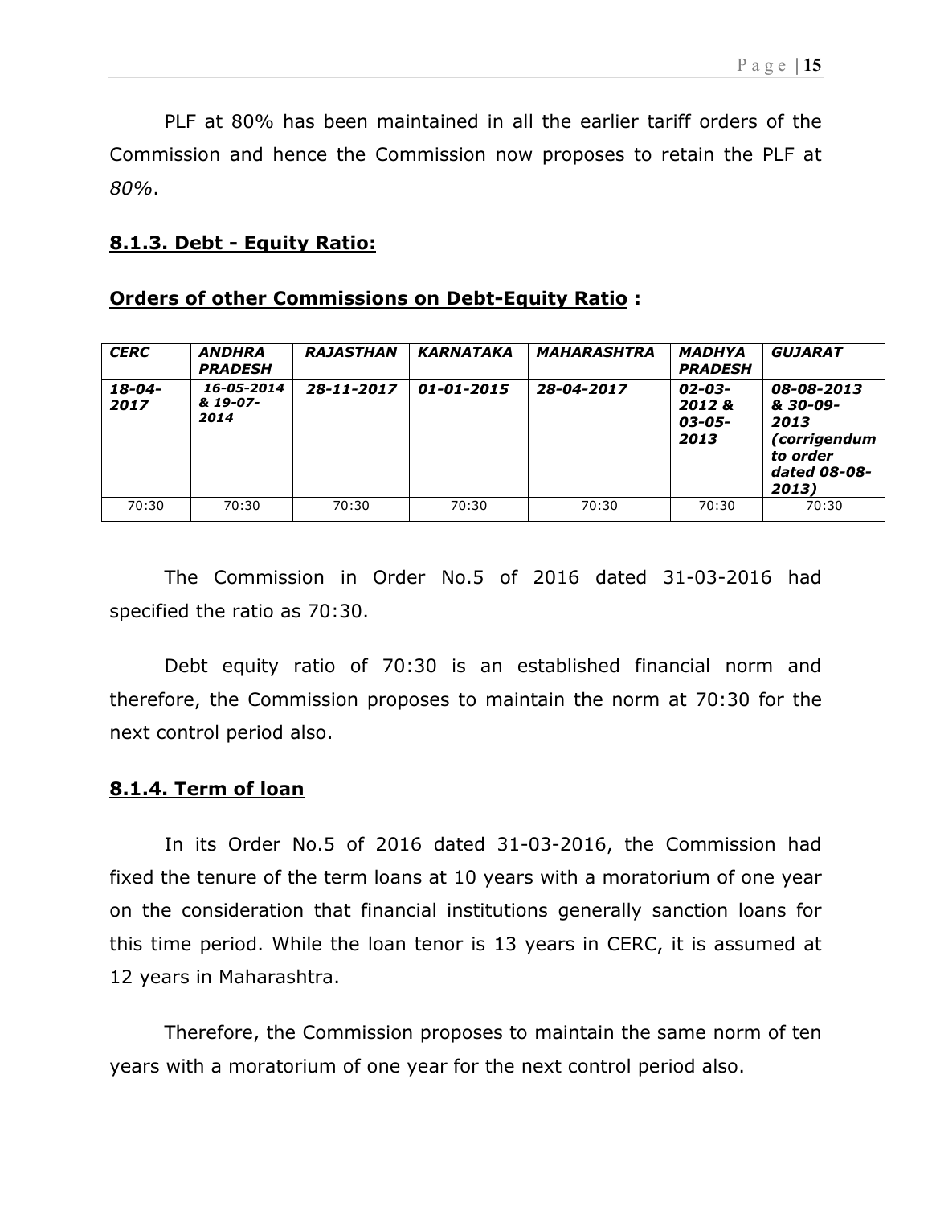PLF at 80% has been maintained in all the earlier tariff orders of the Commission and hence the Commission now proposes to retain the PLF at *80%*.

### 8.1.3. Debt - Equity Ratio:

**Orders of other Commissions on Debt-Equity Ratio :**

| *CERC* | *ANDHRA PRADESH* | *RAJASTHAN* | *KARNATAKA* | *MAHARASHTRA* | *MADHYA PRADESH* | *GUJARAT* |
|---|---|---|---|---|---|---|
| *18-04-2017* | *16-05-2014 & 19-07-2014* | *28-11-2017* | *01-01-2015* | *28-04-2017* | *02-03-2012 & 03-05-2013* | *08-08-2013 & 30-09-2013 (corrigendum to order dated 08-08-2013)* |
| 70:30 | 70:30 | 70:30 | 70:30 | 70:30 | 70:30 | 70:30 |

The Commission in Order No.5 of 2016 dated 31-03-2016 had specified the ratio as 70:30.

Debt equity ratio of 70:30 is an established financial norm and therefore, the Commission proposes to maintain the norm at 70:30 for the next control period also.

### 8.1.4. Term of loan

In its Order No.5 of 2016 dated 31-03-2016, the Commission had fixed the tenure of the term loans at 10 years with a moratorium of one year on the consideration that financial institutions generally sanction loans for this time period. While the loan tenor is 13 years in CERC, it is assumed at 12 years in Maharashtra.

Therefore, the Commission proposes to maintain the same norm of ten years with a moratorium of one year for the next control period also.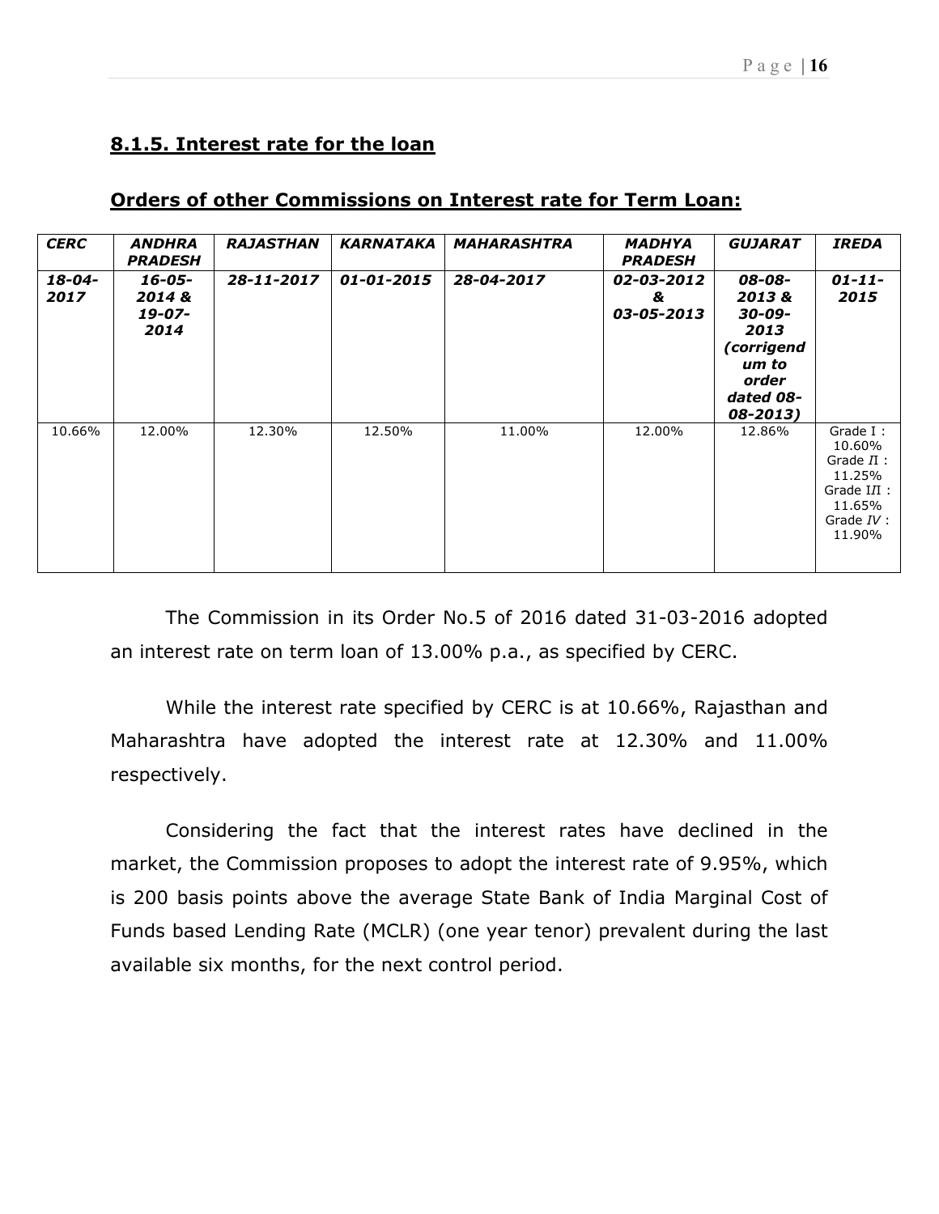## 8.1.5. Interest rate for the loan

### Orders of other Commissions on Interest rate for Term Loan:

| *CERC* | *ANDHRA PRADESH* | *RAJASTHAN* | *KARNATAKA* | *MAHARASHTRA* | *MADHYA PRADESH* | *GUJARAT* | *IREDA* |
|---|---|---|---|---|---|---|---|
| ***18-04-2017*** | ***16-05-2014 & 19-07-2014*** | ***28-11-2017*** | ***01-01-2015*** | ***28-04-2017*** | ***02-03-2012 & 03-05-2013*** | ***08-08-2013 & 30-09-2013 (corrigendum to order dated 08-08-2013)*** | ***01-11-2015*** |
| 10.66% | 12.00% | 12.30% | 12.50% | 11.00% | 12.00% | 12.86% | Grade I : 10.60% Grade II : 11.25% Grade III : 11.65% Grade IV : 11.90% |

The Commission in its Order No.5 of 2016 dated 31-03-2016 adopted an interest rate on term loan of 13.00% p.a., as specified by CERC.

While the interest rate specified by CERC is at 10.66%, Rajasthan and Maharashtra have adopted the interest rate at 12.30% and 11.00% respectively.

Considering the fact that the interest rates have declined in the market, the Commission proposes to adopt the interest rate of 9.95%, which is 200 basis points above the average State Bank of India Marginal Cost of Funds based Lending Rate (MCLR) (one year tenor) prevalent during the last available six months, for the next control period.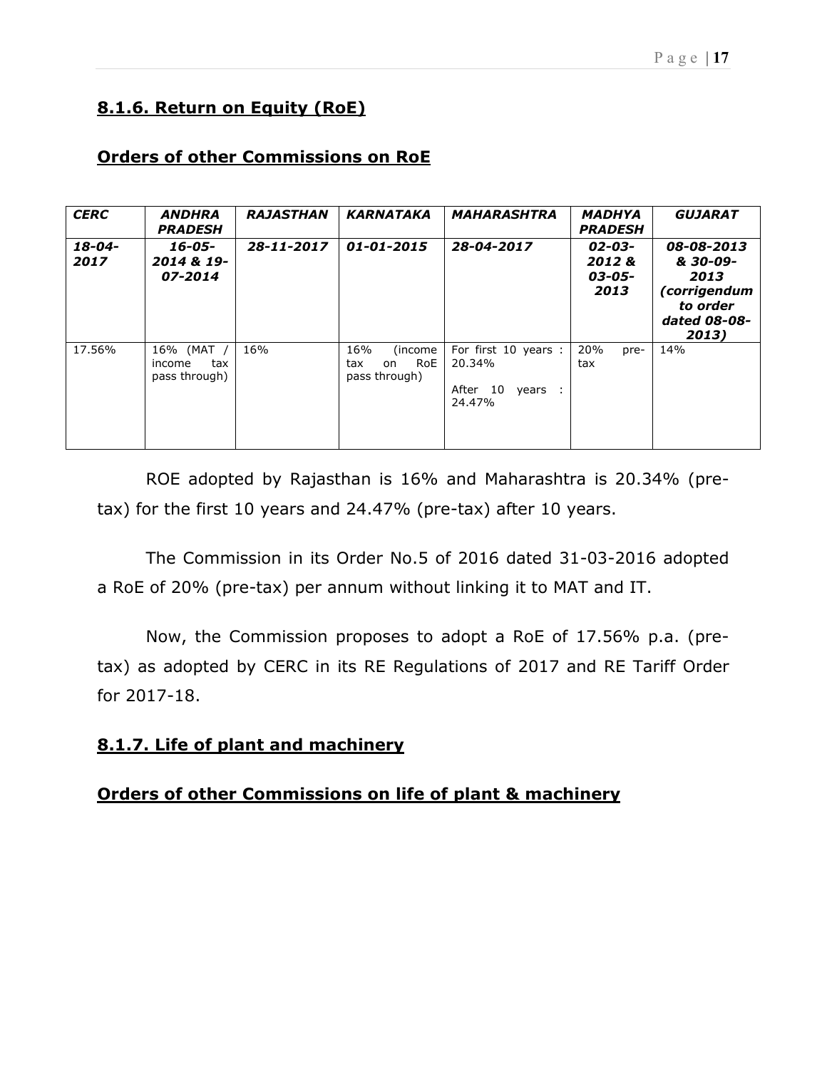## 8.1.6. Return on Equity (RoE)

### Orders of other Commissions on RoE

| *CERC* | *ANDHRA PRADESH* | *RAJASTHAN* | *KARNATAKA* | *MAHARASHTRA* | *MADHYA PRADESH* | *GUJARAT* |
|---|---|---|---|---|---|---|
| ***18-04-2017*** | ***16-05-2014 & 19-07-2014*** | ***28-11-2017*** | ***01-01-2015*** | ***28-04-2017*** | ***02-03-2012 & 03-05-2013*** | ***08-08-2013 & 30-09-2013 (corrigendum to order dated 08-08-2013)*** |
| 17.56% | 16% (MAT / income tax pass through) | 16% | 16% (income tax on RoE pass through) | For first 10 years : 20.34%<br>After 10 years : 24.47% | 20% pre-tax | 14% |

ROE adopted by Rajasthan is 16% and Maharashtra is 20.34% (pre-tax) for the first 10 years and 24.47% (pre-tax) after 10 years.

The Commission in its Order No.5 of 2016 dated 31-03-2016 adopted a RoE of 20% (pre-tax) per annum without linking it to MAT and IT.

Now, the Commission proposes to adopt a RoE of 17.56% p.a. (pre-tax) as adopted by CERC in its RE Regulations of 2017 and RE Tariff Order for 2017-18.

## 8.1.7. Life of plant and machinery

### Orders of other Commissions on life of plant & machinery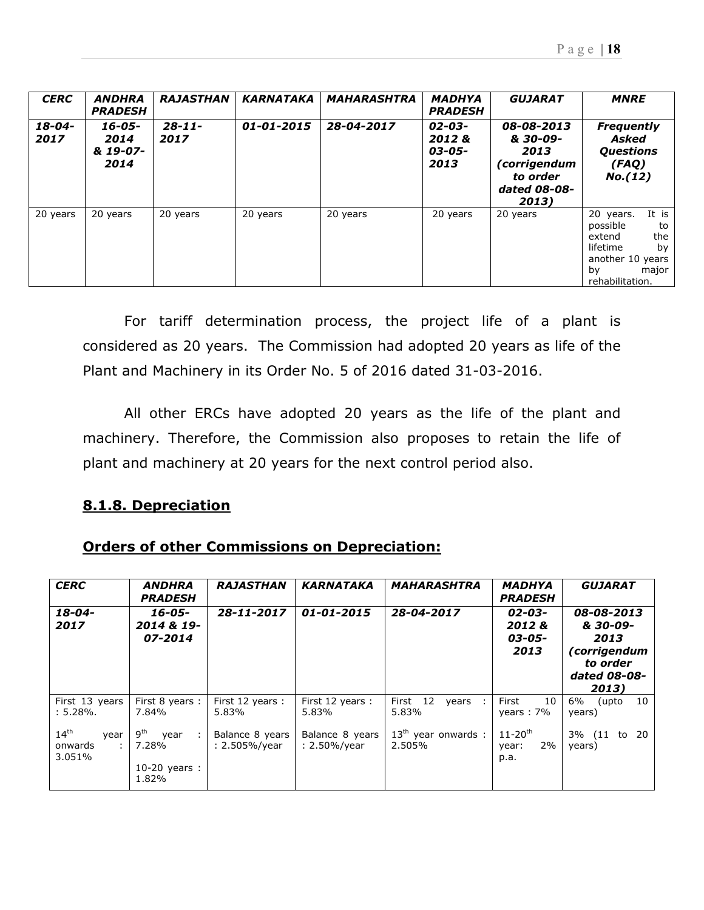| CERC | ANDHRA PRADESH | RAJASTHAN | KARNATAKA | MAHARASHTRA | MADHYA PRADESH | GUJARAT | MNRE |
|---|---|---|---|---|---|---|---|
| *18-04-2017* | *16-05-2014 & 19-07-2014* | *28-11-2017* | *01-01-2015* | *28-04-2017* | *02-03-2012 & 03-05-2013* | *08-08-2013 & 30-09-2013 (corrigendum to order dated 08-08-2013)* | *Frequently Asked Questions (FAQ) No.(12)* |
| 20 years | 20 years | 20 years | 20 years | 20 years | 20 years | 20 years | 20 years. It is possible to extend the lifetime by another 10 years by major rehabilitation. |

For tariff determination process, the project life of a plant is considered as 20 years. The Commission had adopted 20 years as life of the Plant and Machinery in its Order No. 5 of 2016 dated 31-03-2016.

All other ERCs have adopted 20 years as the life of the plant and machinery. Therefore, the Commission also proposes to retain the life of plant and machinery at 20 years for the next control period also.

### 8.1.8. Depreciation

**Orders of other Commissions on Depreciation:**

| CERC | ANDHRA PRADESH | RAJASTHAN | KARNATAKA | MAHARASHTRA | MADHYA PRADESH | GUJARAT |
|---|---|---|---|---|---|---|
| *18-04-2017* | *16-05-2014 & 19-07-2014* | *28-11-2017* | *01-01-2015* | *28-04-2017* | *02-03-2012 & 03-05-2013* | *08-08-2013 & 30-09-2013 (corrigendum to order dated 08-08-2013)* |
| First 13 years : 5.28%.<br><br>$14^{th}$ year onwards : 3.051% | First 8 years : 7.84%<br><br>$9^{th}$ year : 7.28%<br><br>10-20 years : 1.82% | First 12 years : 5.83%<br><br>Balance 8 years : 2.505%/year | First 12 years : 5.83%<br><br>Balance 8 years : 2.50%/year | First 12 years : 5.83%<br><br>$13^{th}$ year onwards : 2.505% | First 10 years : 7%<br><br>$11\text{-}20^{th}$ year: 2% p.a. | 6% (upto 10 years)<br><br>3% (11 to 20 years) |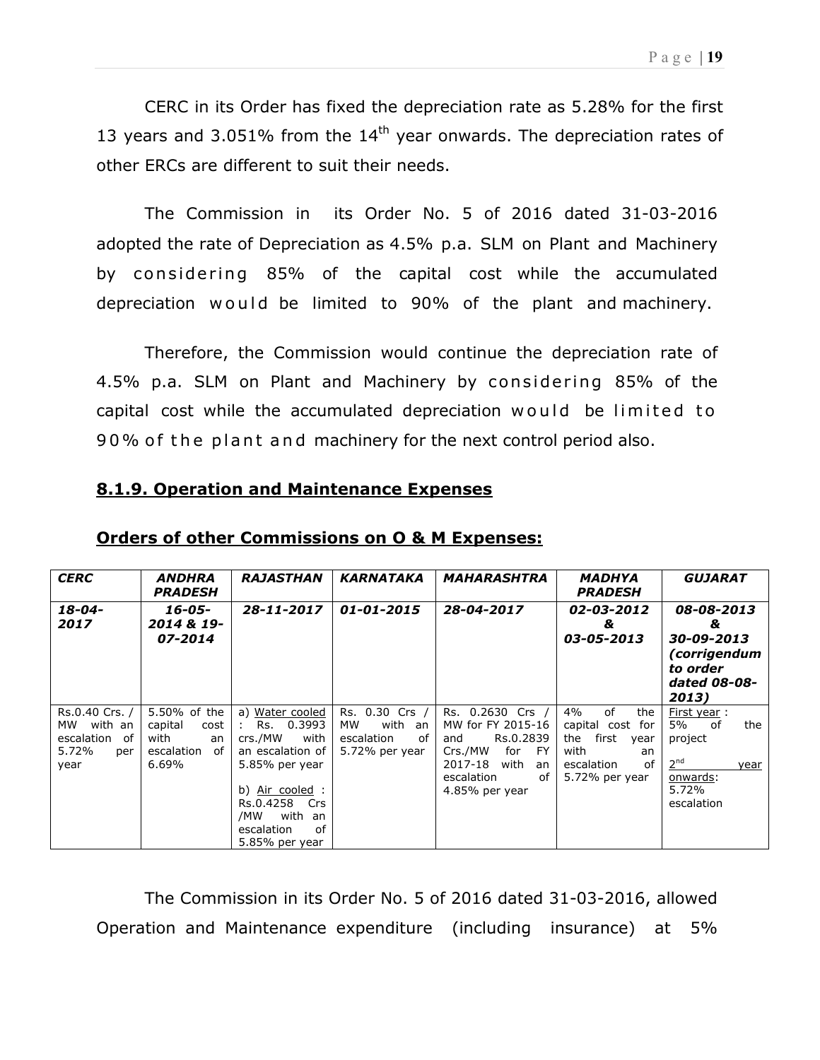CERC in its Order has fixed the depreciation rate as 5.28% for the first 13 years and 3.051% from the 14th year onwards. The depreciation rates of other ERCs are different to suit their needs.

The Commission in its Order No. 5 of 2016 dated 31-03-2016 adopted the rate of Depreciation as 4.5% p.a. SLM on Plant and Machinery by considering 85% of the capital cost while the accumulated depreciation would be limited to 90% of the plant and machinery.

Therefore, the Commission would continue the depreciation rate of 4.5% p.a. SLM on Plant and Machinery by considering 85% of the capital cost while the accumulated depreciation would be limited to 90% of the plant and machinery for the next control period also.

### 8.1.9. Operation and Maintenance Expenses

#### Orders of other Commissions on O & M Expenses:

| ***CERC*** | ***ANDHRA PRADESH*** | ***RAJASTHAN*** | ***KARNATAKA*** | ***MAHARASHTRA*** | ***MADHYA PRADESH*** | ***GUJARAT*** |
|---|---|---|---|---|---|---|
| ***18-04-2017*** | ***16-05-2014 & 19-07-2014*** | ***28-11-2017*** | ***01-01-2015*** | ***28-04-2017*** | ***02-03-2012 & 03-05-2013*** | ***08-08-2013 & 30-09-2013 (corrigendum to order dated 08-08-2013)*** |
| Rs.0.40 Crs. / MW with an escalation of 5.72% per year | 5.50% of the capital cost with an escalation of 6.69% | a) Water cooled : Rs. 0.3993 crs./MW with an escalation of 5.85% per year<br><br>b) Air cooled : Rs.0.4258 Crs /MW with an escalation of 5.85% per year | Rs. 0.30 Crs / MW with an escalation of 5.72% per year | Rs. 0.2630 Crs / MW for FY 2015-16 and Rs.0.2839 Crs./MW for FY 2017-18 with an escalation of 4.85% per year | 4% of the capital cost for the first year with an escalation of 5.72% per year | First year : 5% of the project<br><br>2nd year onwards: 5.72% escalation |

The Commission in its Order No. 5 of 2016 dated 31-03-2016, allowed Operation and Maintenance expenditure (including insurance) at 5%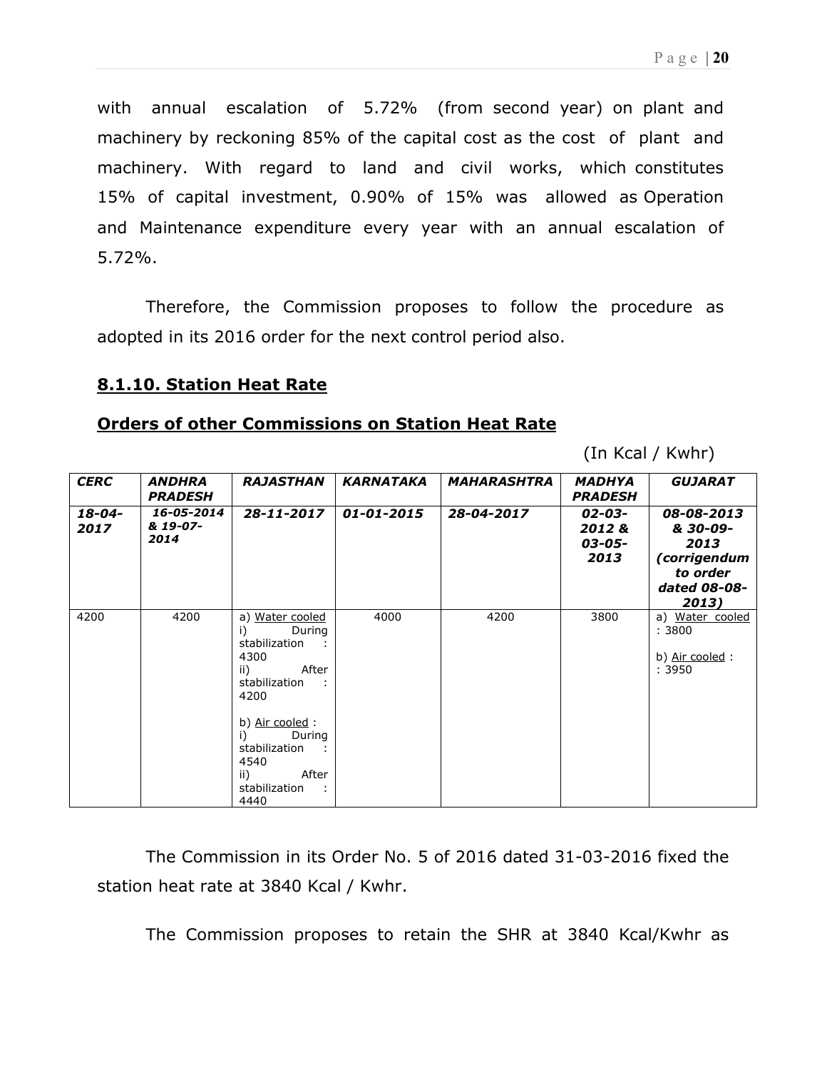with annual escalation of 5.72% (from second year) on plant and machinery by reckoning 85% of the capital cost as the cost of plant and machinery. With regard to land and civil works, which constitutes 15% of capital investment, 0.90% of 15% was allowed as Operation and Maintenance expenditure every year with an annual escalation of 5.72%.

Therefore, the Commission proposes to follow the procedure as adopted in its 2016 order for the next control period also.

### 8.1.10. Station Heat Rate

**Orders of other Commissions on Station Heat Rate**

(In Kcal / Kwhr)

| ***CERC*** | ***ANDHRA PRADESH*** | ***RAJASTHAN*** | ***KARNATAKA*** | ***MAHARASHTRA*** | ***MADHYA PRADESH*** | ***GUJARAT*** |
|---|---|---|---|---|---|---|
| ***18-04-2017*** | ***16-05-2014 & 19-07-2014*** | ***28-11-2017*** | ***01-01-2015*** | ***28-04-2017*** | ***02-03-2012 & 03-05-2013*** | ***08-08-2013 & 30-09-2013 (corrigendum to order dated 08-08-2013)*** |
| 4200 | 4200 | a) Water cooled<br>i) During stabilization : 4300<br>ii) After stabilization : 4200<br><br>b) Air cooled :<br>i) During stabilization : 4540<br>ii) After stabilization : 4440 | 4000 | 4200 | 3800 | a) Water cooled : 3800<br><br>b) Air cooled : : 3950 |

The Commission in its Order No. 5 of 2016 dated 31-03-2016 fixed the station heat rate at 3840 Kcal / Kwhr.

The Commission proposes to retain the SHR at 3840 Kcal/Kwhr as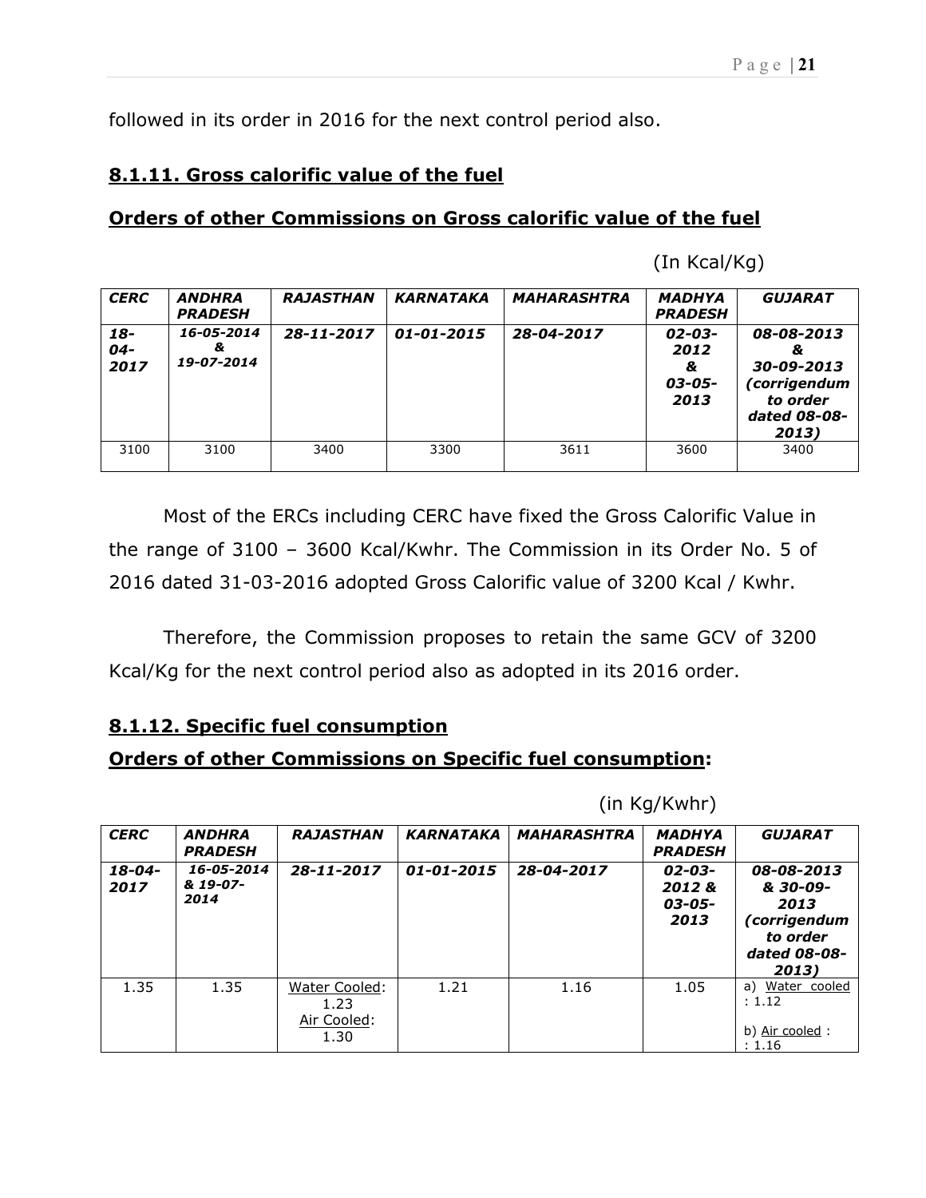followed in its order in 2016 for the next control period also.

## 8.1.11. Gross calorific value of the fuel

### Orders of other Commissions on Gross calorific value of the fuel

(In Kcal/Kg)

| *CERC* | *ANDHRA PRADESH* | *RAJASTHAN* | *KARNATAKA* | *MAHARASHTRA* | *MADHYA PRADESH* | *GUJARAT* |
|---|---|---|---|---|---|---|
| ***18-04-2017*** | ***16-05-2014 & 19-07-2014*** | ***28-11-2017*** | ***01-01-2015*** | ***28-04-2017*** | ***02-03-2012 & 03-05-2013*** | ***08-08-2013 & 30-09-2013 (corrigendum to order dated 08-08-2013)*** |
| 3100 | 3100 | 3400 | 3300 | 3611 | 3600 | 3400 |

Most of the ERCs including CERC have fixed the Gross Calorific Value in the range of 3100 – 3600 Kcal/Kwhr. The Commission in its Order No. 5 of 2016 dated 31-03-2016 adopted Gross Calorific value of 3200 Kcal / Kwhr.

Therefore, the Commission proposes to retain the same GCV of 3200 Kcal/Kg for the next control period also as adopted in its 2016 order.

## 8.1.12. Specific fuel consumption

### Orders of other Commissions on Specific fuel consumption:

(in Kg/Kwhr)

| *CERC* | *ANDHRA PRADESH* | *RAJASTHAN* | *KARNATAKA* | *MAHARASHTRA* | *MADHYA PRADESH* | *GUJARAT* |
|---|---|---|---|---|---|---|
| ***18-04-2017*** | ***16-05-2014 & 19-07-2014*** | ***28-11-2017*** | ***01-01-2015*** | ***28-04-2017*** | ***02-03-2012 & 03-05-2013*** | ***08-08-2013 & 30-09-2013 (corrigendum to order dated 08-08-2013)*** |
| 1.35 | 1.35 | Water Cooled: 1.23<br>Air Cooled: 1.30 | 1.21 | 1.16 | 1.05 | a) Water cooled : 1.12<br>b) Air cooled : : 1.16 |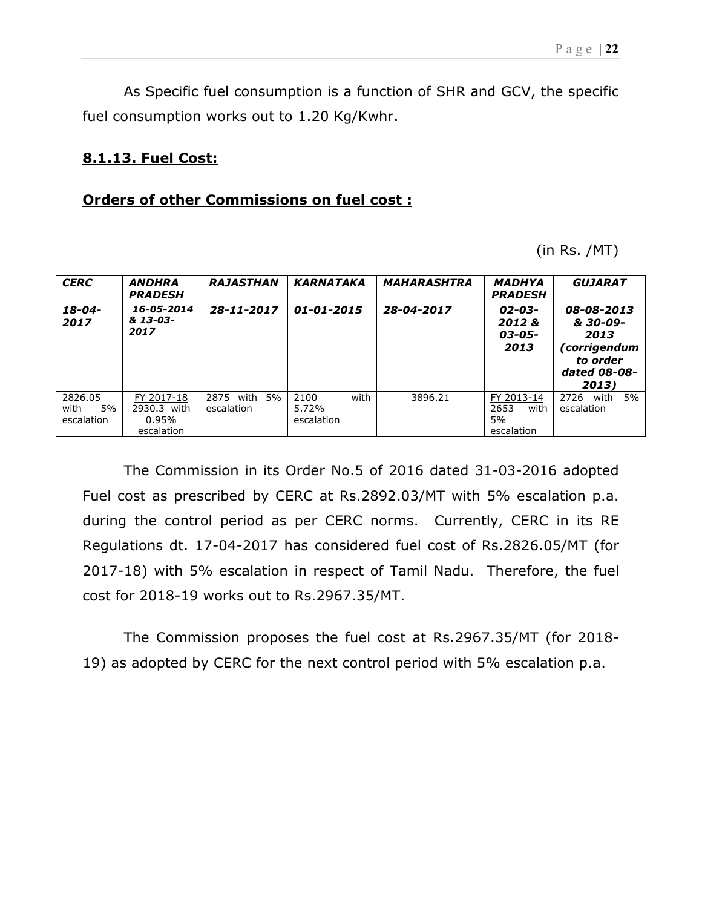As Specific fuel consumption is a function of SHR and GCV, the specific fuel consumption works out to 1.20 Kg/Kwhr.

### **8.1.13. Fuel Cost:**

#### **Orders of other Commissions on fuel cost :**

(in Rs. /MT)

| ***CERC*** | ***ANDHRA PRADESH*** | ***RAJASTHAN*** | ***KARNATAKA*** | ***MAHARASHTRA*** | ***MADHYA PRADESH*** | ***GUJARAT*** |
|---|---|---|---|---|---|---|
| ***18-04-2017*** | ***16-05-2014 & 13-03-2017*** | ***28-11-2017*** | ***01-01-2015*** | ***28-04-2017*** | ***02-03-2012 & 03-05-2013*** | ***08-08-2013 & 30-09-2013 (corrigendum to order dated 08-08-2013)*** |
| 2826.05 with 5% escalation | FY 2017-18 2930.3 with 0.95% escalation | 2875 with 5% escalation | 2100 with 5.72% escalation | 3896.21 | FY 2013-14 2653 with 5% escalation | 2726 with 5% escalation |

The Commission in its Order No.5 of 2016 dated 31-03-2016 adopted Fuel cost as prescribed by CERC at Rs.2892.03/MT with 5% escalation p.a. during the control period as per CERC norms. Currently, CERC in its RE Regulations dt. 17-04-2017 has considered fuel cost of Rs.2826.05/MT (for 2017-18) with 5% escalation in respect of Tamil Nadu. Therefore, the fuel cost for 2018-19 works out to Rs.2967.35/MT.

The Commission proposes the fuel cost at Rs.2967.35/MT (for 2018-19) as adopted by CERC for the next control period with 5% escalation p.a.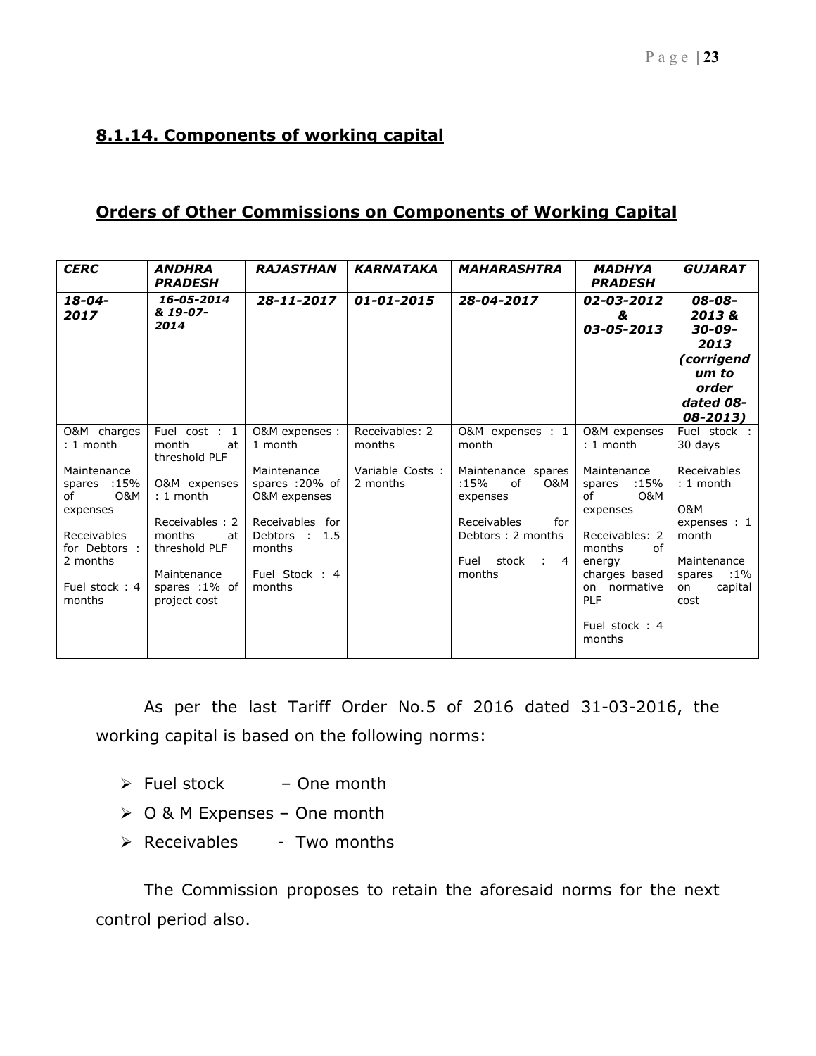## 8.1.14. Components of working capital

## Orders of Other Commissions on Components of Working Capital

| ***CERC*** | ***ANDHRA PRADESH*** | ***RAJASTHAN*** | ***KARNATAKA*** | ***MAHARASHTRA*** | ***MADHYA PRADESH*** | ***GUJARAT*** |
|---|---|---|---|---|---|---|
| ***18-04-2017*** | ***16-05-2014 & 19-07-2014*** | ***28-11-2017*** | ***01-01-2015*** | ***28-04-2017*** | ***02-03-2012 & 03-05-2013*** | ***08-08-2013 & 30-09-2013 (corrigendum to order dated 08-08-2013)*** |
| O&M charges : 1 month<br><br>Maintenance spares :15% of O&M expenses<br><br>Receivables for Debtors : 2 months<br><br>Fuel stock : 4 months | Fuel cost : 1 month at threshold PLF<br><br>O&M expenses : 1 month<br><br>Receivables : 2 months at threshold PLF<br><br>Maintenance spares :1% of project cost | O&M expenses : 1 month<br><br>Maintenance spares :20% of O&M expenses<br><br>Receivables for Debtors : 1.5 months<br><br>Fuel Stock : 4 months | Receivables: 2 months<br><br>Variable Costs : 2 months | O&M expenses : 1 month<br><br>Maintenance spares :15% of O&M expenses<br><br>Receivables for Debtors : 2 months<br><br>Fuel stock : 4 months | O&M expenses : 1 month<br><br>Maintenance spares :15% of O&M expenses<br><br>Receivables: 2 months of energy charges based on normative PLF<br><br>Fuel stock : 4 months | Fuel stock : 30 days<br><br>Receivables : 1 month<br><br>O&M expenses : 1 month<br><br>Maintenance spares :1% on capital cost |

As per the last Tariff Order No.5 of 2016 dated 31-03-2016, the working capital is based on the following norms:

- Fuel stock – One month
- O & M Expenses – One month
- Receivables - Two months

The Commission proposes to retain the aforesaid norms for the next control period also.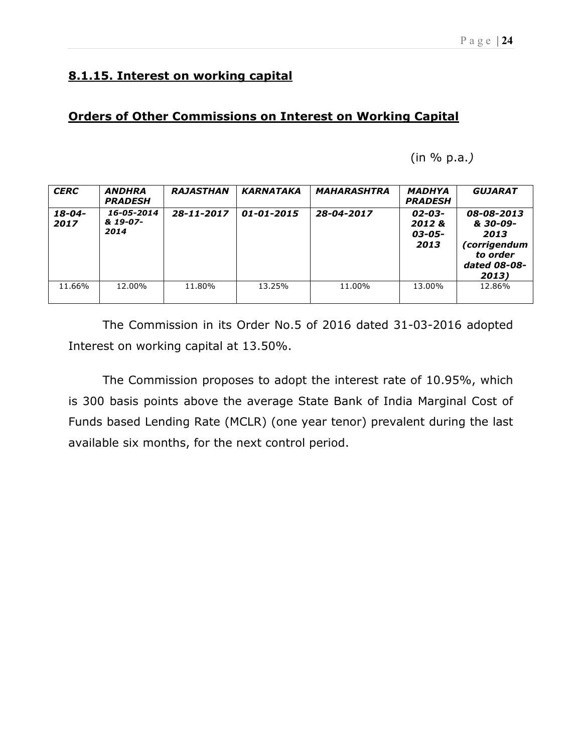### **8.1.15. Interest on working capital**

### **Orders of Other Commissions on Interest on Working Capital**

(in % p.a.*)*

| ***CERC*** | ***ANDHRA PRADESH*** | ***RAJASTHAN*** | ***KARNATAKA*** | ***MAHARASHTRA*** | ***MADHYA PRADESH*** | ***GUJARAT*** |
|---|---|---|---|---|---|---|
| ***18-04-2017*** | ***16-05-2014 & 19-07-2014*** | ***28-11-2017*** | ***01-01-2015*** | ***28-04-2017*** | ***02-03-2012 & 03-05-2013*** | ***08-08-2013 & 30-09-2013 (corrigendum to order dated 08-08-2013)*** |
| 11.66% | 12.00% | 11.80% | 13.25% | 11.00% | 13.00% | 12.86% |

The Commission in its Order No.5 of 2016 dated 31-03-2016 adopted Interest on working capital at 13.50%.

The Commission proposes to adopt the interest rate of 10.95%, which is 300 basis points above the average State Bank of India Marginal Cost of Funds based Lending Rate (MCLR) (one year tenor) prevalent during the last available six months, for the next control period.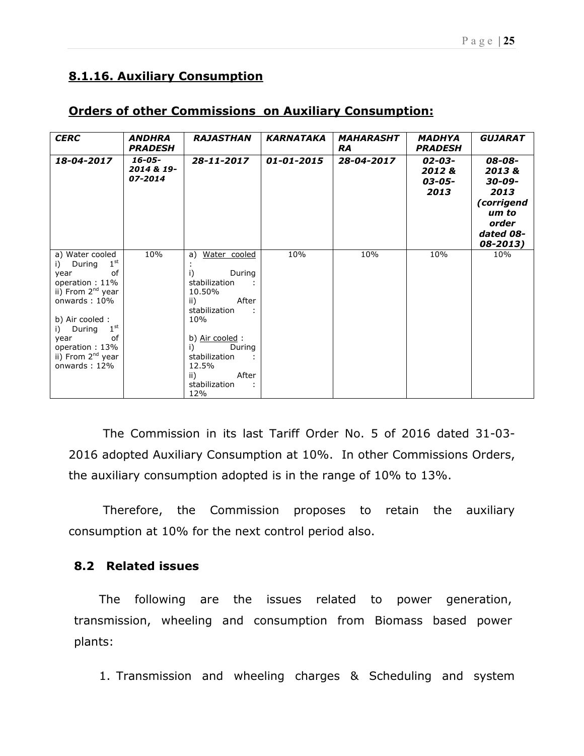## 8.1.16. Auxiliary Consumption

### Orders of other Commissions on Auxiliary Consumption:

| ***CERC*** | ***ANDHRA PRADESH*** | ***RAJASTHAN*** | ***KARNATAKA*** | ***MAHARASHTRA*** | ***MADHYA PRADESH*** | ***GUJARAT*** |
|---|---|---|---|---|---|---|
| ***18-04-2017*** | ***16-05-2014 & 19-07-2014*** | ***28-11-2017*** | ***01-01-2015*** | ***28-04-2017*** | ***02-03-2012 & 03-05-2013*** | ***08-08-2013 & 30-09-2013 (corrigendum to order dated 08-08-2013)*** |
| a) Water cooled<br>i) During 1st year of operation : 11%<br>ii) From 2nd year onwards : 10%<br><br>b) Air cooled :<br>i) During 1st year of operation : 13%<br>ii) From 2nd year onwards : 12% | 10% | a) Water cooled :<br>i) During stabilization : 10.50%<br>ii) After stabilization : 10%<br><br>b) Air cooled :<br>i) During stabilization : 12.5%<br>ii) After stabilization : 12% | 10% | 10% | 10% | 10% |

The Commission in its last Tariff Order No. 5 of 2016 dated 31-03-2016 adopted Auxiliary Consumption at 10%. In other Commissions Orders, the auxiliary consumption adopted is in the range of 10% to 13%.

Therefore, the Commission proposes to retain the auxiliary consumption at 10% for the next control period also.

## 8.2 Related issues

The following are the issues related to power generation, transmission, wheeling and consumption from Biomass based power plants:

1. Transmission and wheeling charges & Scheduling and system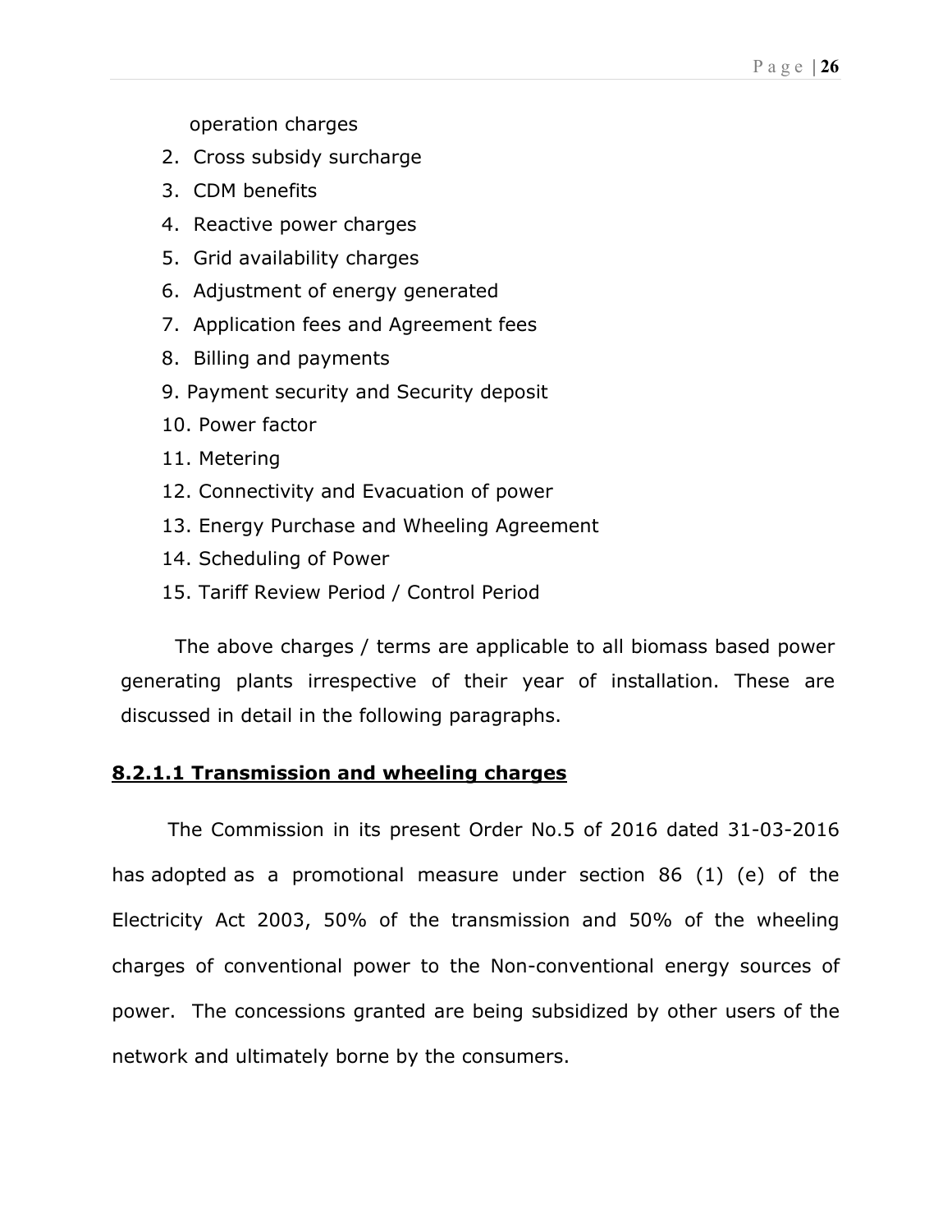operation charges

2. Cross subsidy surcharge
3. CDM benefits
4. Reactive power charges
5. Grid availability charges
6. Adjustment of energy generated
7. Application fees and Agreement fees
8. Billing and payments
9. Payment security and Security deposit
10. Power factor
11. Metering
12. Connectivity and Evacuation of power
13. Energy Purchase and Wheeling Agreement
14. Scheduling of Power
15. Tariff Review Period / Control Period

The above charges / terms are applicable to all biomass based power generating plants irrespective of their year of installation. These are discussed in detail in the following paragraphs.

### **8.2.1.1 Transmission and wheeling charges**

The Commission in its present Order No.5 of 2016 dated 31-03-2016 has adopted as a promotional measure under section 86 (1) (e) of the Electricity Act 2003, 50% of the transmission and 50% of the wheeling charges of conventional power to the Non-conventional energy sources of power. The concessions granted are being subsidized by other users of the network and ultimately borne by the consumers.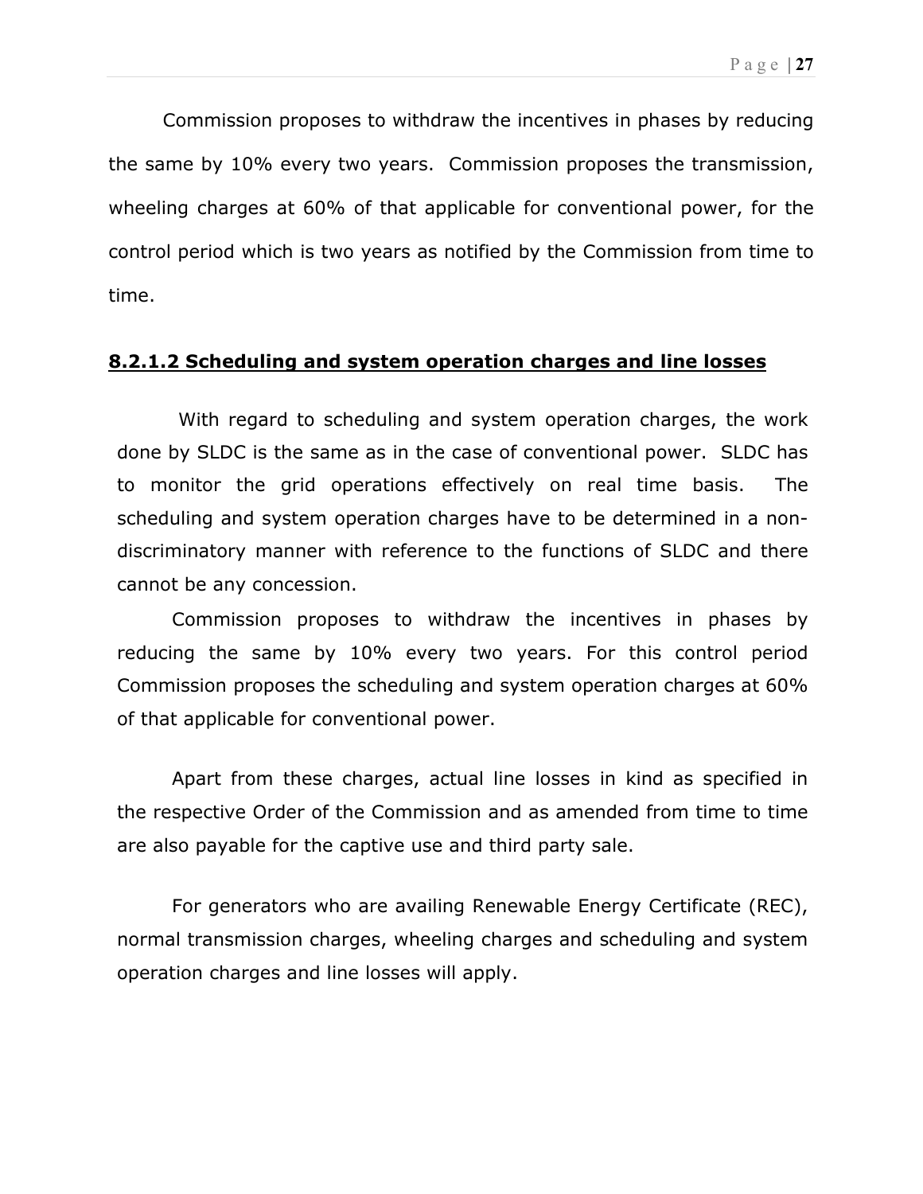Commission proposes to withdraw the incentives in phases by reducing the same by 10% every two years. Commission proposes the transmission, wheeling charges at 60% of that applicable for conventional power, for the control period which is two years as notified by the Commission from time to time.

#### **8.2.1.2 Scheduling and system operation charges and line losses**

With regard to scheduling and system operation charges, the work done by SLDC is the same as in the case of conventional power. SLDC has to monitor the grid operations effectively on real time basis. The scheduling and system operation charges have to be determined in a non-discriminatory manner with reference to the functions of SLDC and there cannot be any concession.

Commission proposes to withdraw the incentives in phases by reducing the same by 10% every two years. For this control period Commission proposes the scheduling and system operation charges at 60% of that applicable for conventional power.

Apart from these charges, actual line losses in kind as specified in the respective Order of the Commission and as amended from time to time are also payable for the captive use and third party sale.

For generators who are availing Renewable Energy Certificate (REC), normal transmission charges, wheeling charges and scheduling and system operation charges and line losses will apply.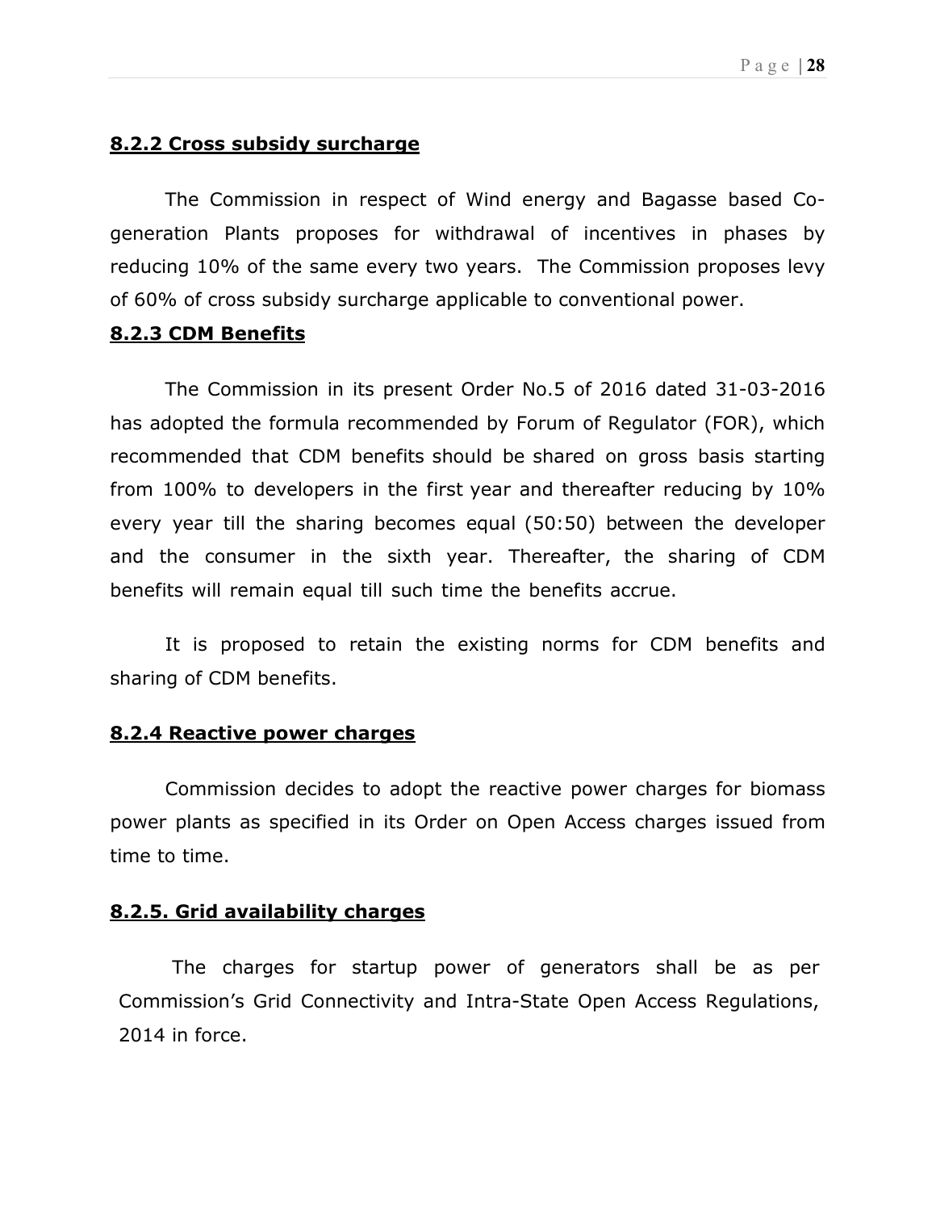#### **8.2.2 Cross subsidy surcharge**

The Commission in respect of Wind energy and Bagasse based Co-generation Plants proposes for withdrawal of incentives in phases by reducing 10% of the same every two years. The Commission proposes levy of 60% of cross subsidy surcharge applicable to conventional power.

#### **8.2.3 CDM Benefits**

The Commission in its present Order No.5 of 2016 dated 31-03-2016 has adopted the formula recommended by Forum of Regulator (FOR), which recommended that CDM benefits should be shared on gross basis starting from 100% to developers in the first year and thereafter reducing by 10% every year till the sharing becomes equal (50:50) between the developer and the consumer in the sixth year. Thereafter, the sharing of CDM benefits will remain equal till such time the benefits accrue.

It is proposed to retain the existing norms for CDM benefits and sharing of CDM benefits.

#### **8.2.4 Reactive power charges**

Commission decides to adopt the reactive power charges for biomass power plants as specified in its Order on Open Access charges issued from time to time.

#### **8.2.5. Grid availability charges**

The charges for startup power of generators shall be as per Commission's Grid Connectivity and Intra-State Open Access Regulations, 2014 in force.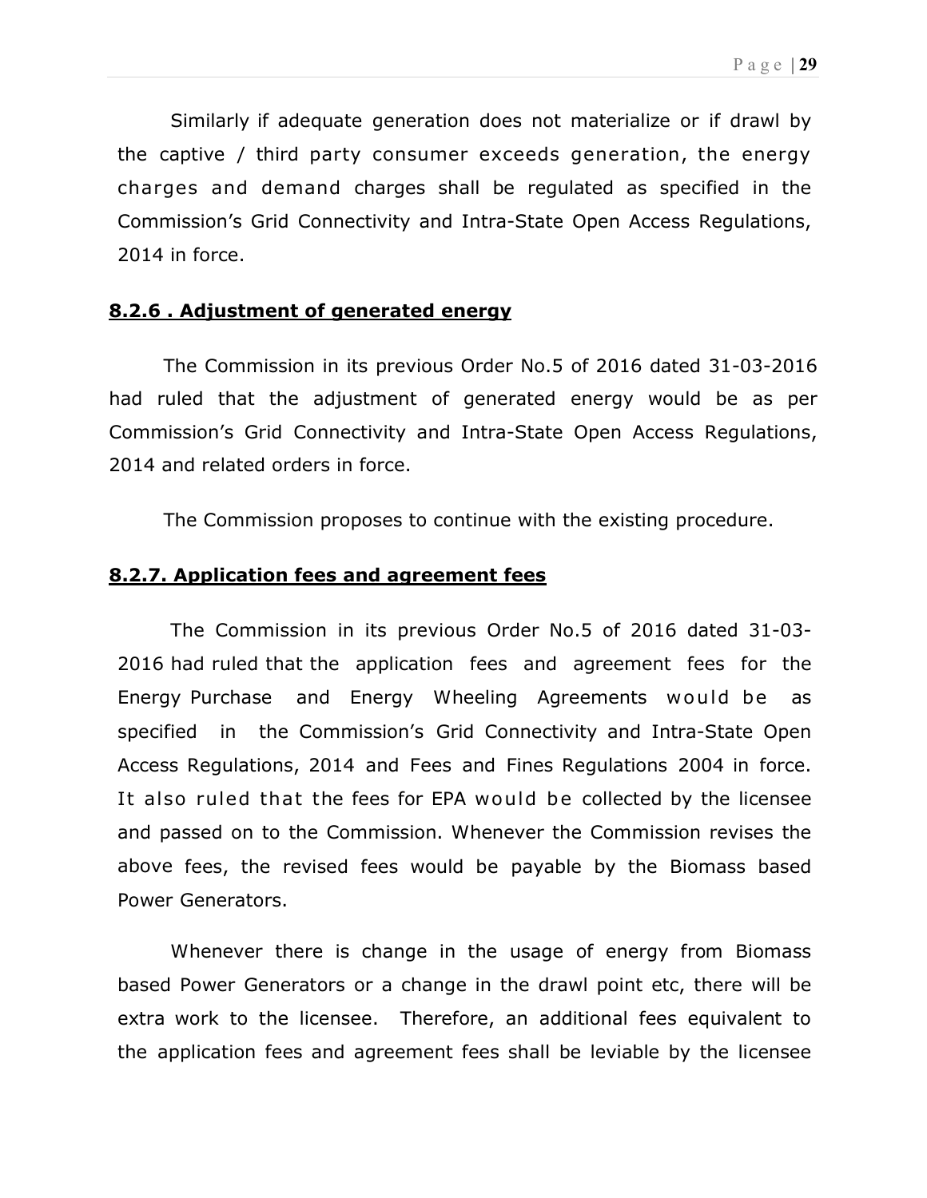Similarly if adequate generation does not materialize or if drawl by the captive / third party consumer exceeds generation, the energy charges and demand charges shall be regulated as specified in the Commission's Grid Connectivity and Intra-State Open Access Regulations, 2014 in force.

#### **8.2.6 . Adjustment of generated energy**

The Commission in its previous Order No.5 of 2016 dated 31-03-2016 had ruled that the adjustment of generated energy would be as per Commission's Grid Connectivity and Intra-State Open Access Regulations, 2014 and related orders in force.

The Commission proposes to continue with the existing procedure.

#### **8.2.7. Application fees and agreement fees**

The Commission in its previous Order No.5 of 2016 dated 31-03-2016 had ruled that the application fees and agreement fees for the Energy Purchase and Energy Wheeling Agreements would be as specified in the Commission's Grid Connectivity and Intra-State Open Access Regulations, 2014 and Fees and Fines Regulations 2004 in force. It also ruled that the fees for EPA would be collected by the licensee and passed on to the Commission. Whenever the Commission revises the above fees, the revised fees would be payable by the Biomass based Power Generators.

Whenever there is change in the usage of energy from Biomass based Power Generators or a change in the drawl point etc, there will be extra work to the licensee. Therefore, an additional fees equivalent to the application fees and agreement fees shall be leviable by the licensee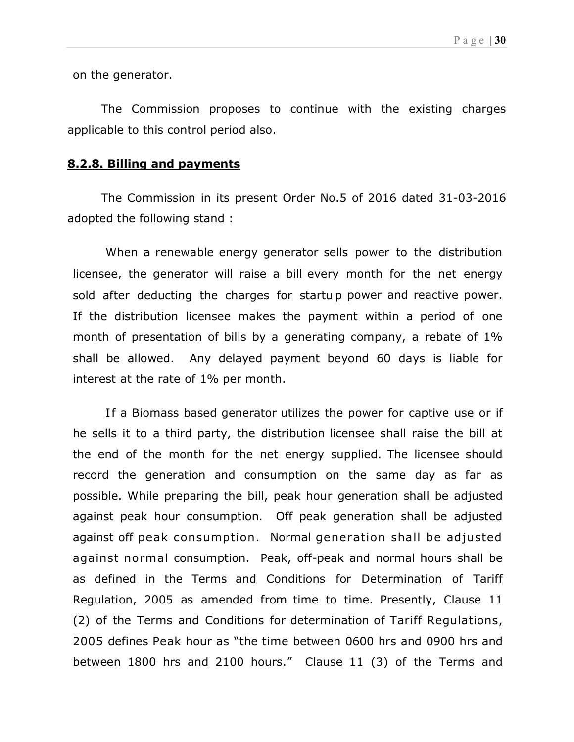on the generator.

The Commission proposes to continue with the existing charges applicable to this control period also.

### **8.2.8. Billing and payments**

The Commission in its present Order No.5 of 2016 dated 31-03-2016 adopted the following stand :

When a renewable energy generator sells power to the distribution licensee, the generator will raise a bill every month for the net energy sold after deducting the charges for startup power and reactive power. If the distribution licensee makes the payment within a period of one month of presentation of bills by a generating company, a rebate of 1% shall be allowed. Any delayed payment beyond 60 days is liable for interest at the rate of 1% per month.

If a Biomass based generator utilizes the power for captive use or if he sells it to a third party, the distribution licensee shall raise the bill at the end of the month for the net energy supplied. The licensee should record the generation and consumption on the same day as far as possible. While preparing the bill, peak hour generation shall be adjusted against peak hour consumption. Off peak generation shall be adjusted against off peak consumption. Normal generation shall be adjusted against normal consumption. Peak, off-peak and normal hours shall be as defined in the Terms and Conditions for Determination of Tariff Regulation, 2005 as amended from time to time. Presently, Clause 11 (2) of the Terms and Conditions for determination of Tariff Regulations, 2005 defines Peak hour as "the time between 0600 hrs and 0900 hrs and between 1800 hrs and 2100 hours." Clause 11 (3) of the Terms and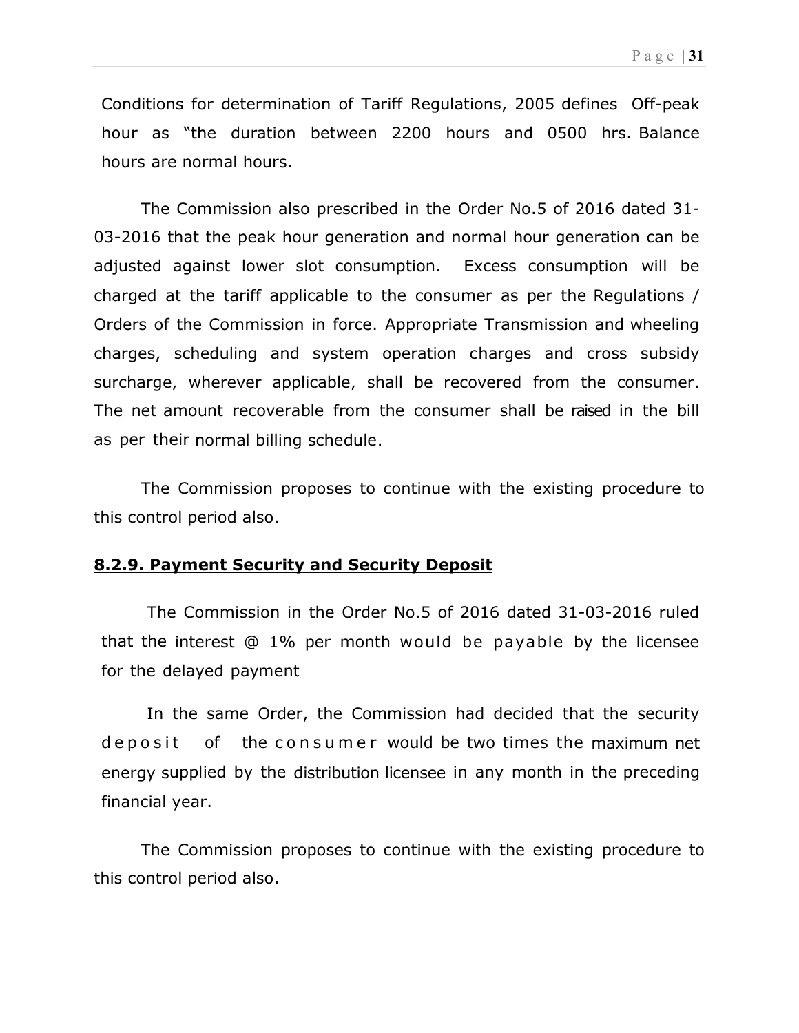Conditions for determination of Tariff Regulations, 2005 defines Off-peak hour as "the duration between 2200 hours and 0500 hrs. Balance hours are normal hours.

The Commission also prescribed in the Order No.5 of 2016 dated 31-03-2016 that the peak hour generation and normal hour generation can be adjusted against lower slot consumption. Excess consumption will be charged at the tariff applicable to the consumer as per the Regulations / Orders of the Commission in force. Appropriate Transmission and wheeling charges, scheduling and system operation charges and cross subsidy surcharge, wherever applicable, shall be recovered from the consumer. The net amount recoverable from the consumer shall be raised in the bill as per their normal billing schedule.

The Commission proposes to continue with the existing procedure to this control period also.

## 8.2.9. Payment Security and Security Deposit

The Commission in the Order No.5 of 2016 dated 31-03-2016 ruled that the interest @ 1% per month would be payable by the licensee for the delayed payment

In the same Order, the Commission had decided that the security deposit of the consumer would be two times the maximum net energy supplied by the distribution licensee in any month in the preceding financial year.

The Commission proposes to continue with the existing procedure to this control period also.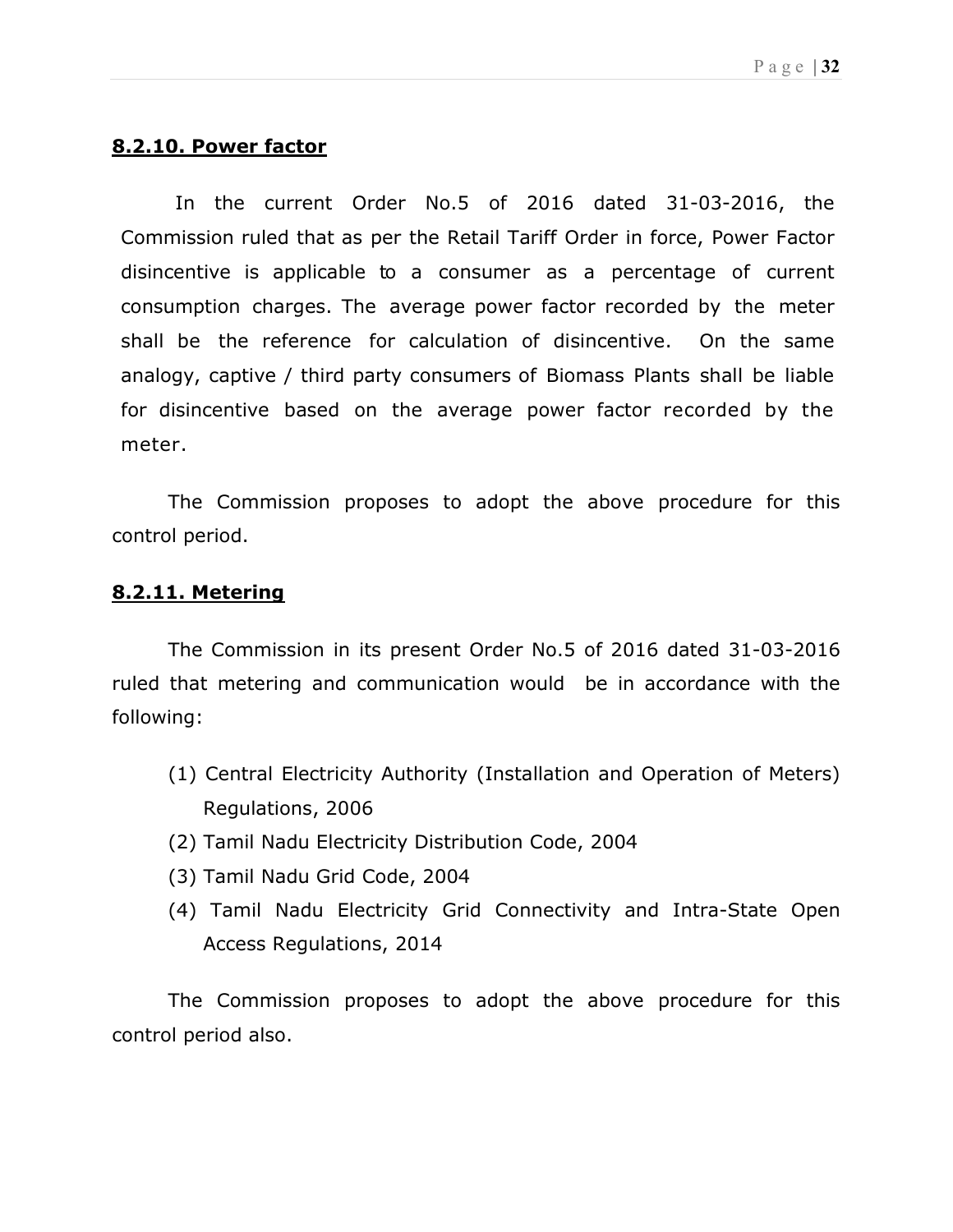**8.2.10. Power factor**

In the current Order No.5 of 2016 dated 31-03-2016, the Commission ruled that as per the Retail Tariff Order in force, Power Factor disincentive is applicable to a consumer as a percentage of current consumption charges. The average power factor recorded by the meter shall be the reference for calculation of disincentive. On the same analogy, captive / third party consumers of Biomass Plants shall be liable for disincentive based on the average power factor recorded by the meter.

The Commission proposes to adopt the above procedure for this control period.

**8.2.11. Metering**

The Commission in its present Order No.5 of 2016 dated 31-03-2016 ruled that metering and communication would be in accordance with the following:

(1) Central Electricity Authority (Installation and Operation of Meters) Regulations, 2006
(2) Tamil Nadu Electricity Distribution Code, 2004
(3) Tamil Nadu Grid Code, 2004
(4) Tamil Nadu Electricity Grid Connectivity and Intra-State Open Access Regulations, 2014

The Commission proposes to adopt the above procedure for this control period also.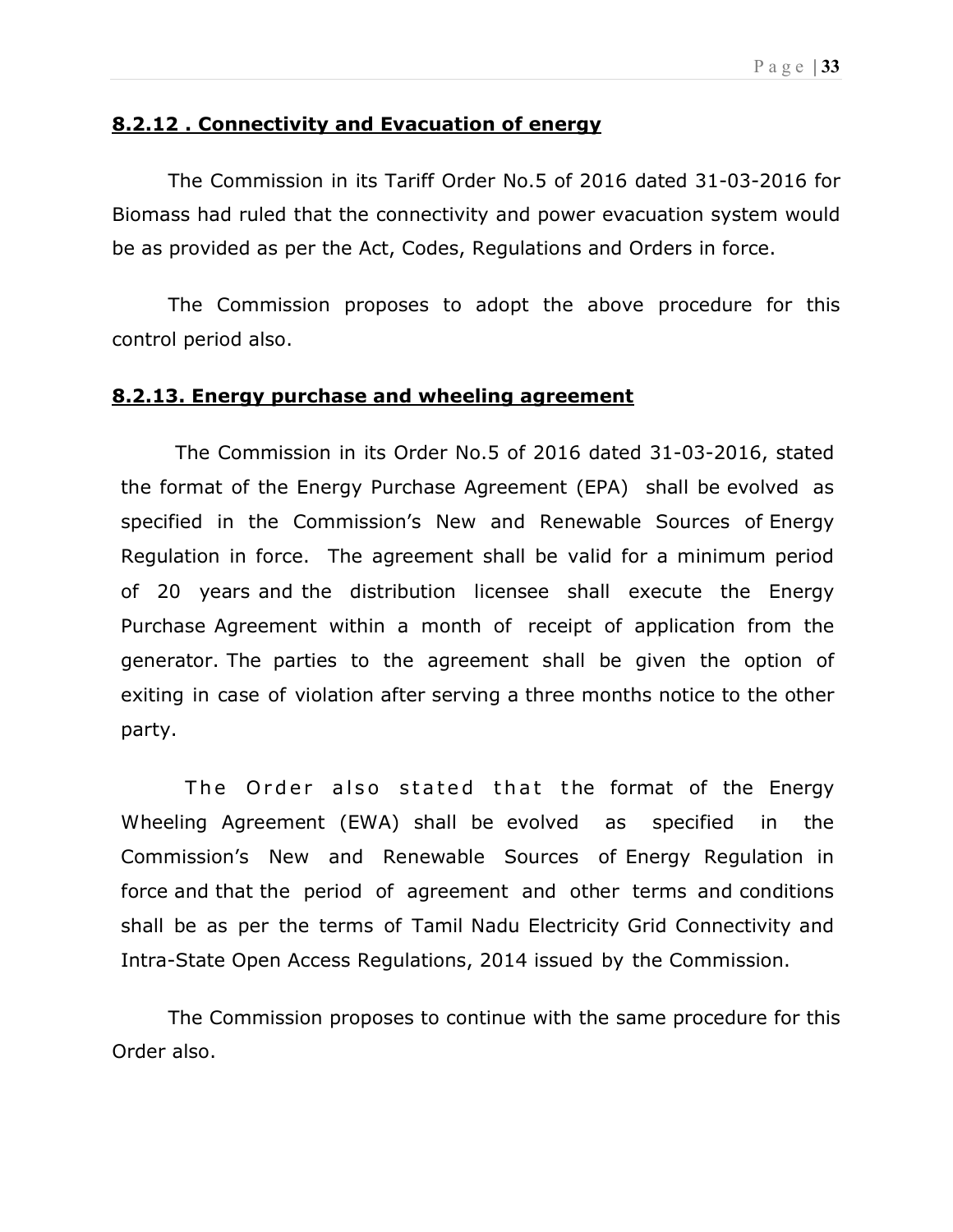### **8.2.12 . Connectivity and Evacuation of energy**

The Commission in its Tariff Order No.5 of 2016 dated 31-03-2016 for Biomass had ruled that the connectivity and power evacuation system would be as provided as per the Act, Codes, Regulations and Orders in force.

The Commission proposes to adopt the above procedure for this control period also.

### **8.2.13. Energy purchase and wheeling agreement**

The Commission in its Order No.5 of 2016 dated 31-03-2016, stated the format of the Energy Purchase Agreement (EPA) shall be evolved as specified in the Commission's New and Renewable Sources of Energy Regulation in force. The agreement shall be valid for a minimum period of 20 years and the distribution licensee shall execute the Energy Purchase Agreement within a month of receipt of application from the generator. The parties to the agreement shall be given the option of exiting in case of violation after serving a three months notice to the other party.

The Order also stated that the format of the Energy Wheeling Agreement (EWA) shall be evolved as specified in the Commission's New and Renewable Sources of Energy Regulation in force and that the period of agreement and other terms and conditions shall be as per the terms of Tamil Nadu Electricity Grid Connectivity and Intra-State Open Access Regulations, 2014 issued by the Commission.

The Commission proposes to continue with the same procedure for this Order also.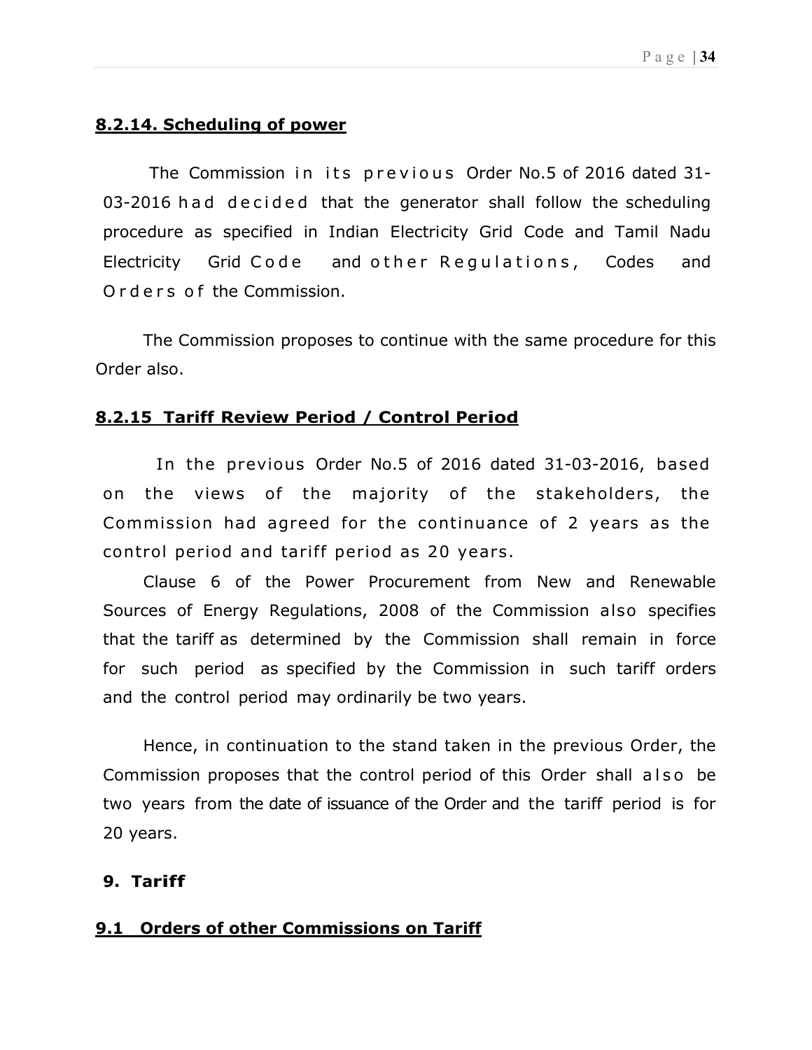#### 8.2.14. Scheduling of power

The Commission in its previous Order No.5 of 2016 dated 31-03-2016 had decided that the generator shall follow the scheduling procedure as specified in Indian Electricity Grid Code and Tamil Nadu Electricity Grid Code and other Regulations, Codes and Orders of the Commission.

The Commission proposes to continue with the same procedure for this Order also.

#### 8.2.15 Tariff Review Period / Control Period

In the previous Order No.5 of 2016 dated 31-03-2016, based on the views of the majority of the stakeholders, the Commission had agreed for the continuance of 2 years as the control period and tariff period as 20 years.

Clause 6 of the Power Procurement from New and Renewable Sources of Energy Regulations, 2008 of the Commission also specifies that the tariff as determined by the Commission shall remain in force for such period as specified by the Commission in such tariff orders and the control period may ordinarily be two years.

Hence, in continuation to the stand taken in the previous Order, the Commission proposes that the control period of this Order shall also be two years from the date of issuance of the Order and the tariff period is for 20 years.

## 9. Tariff

### 9.1 Orders of other Commissions on Tariff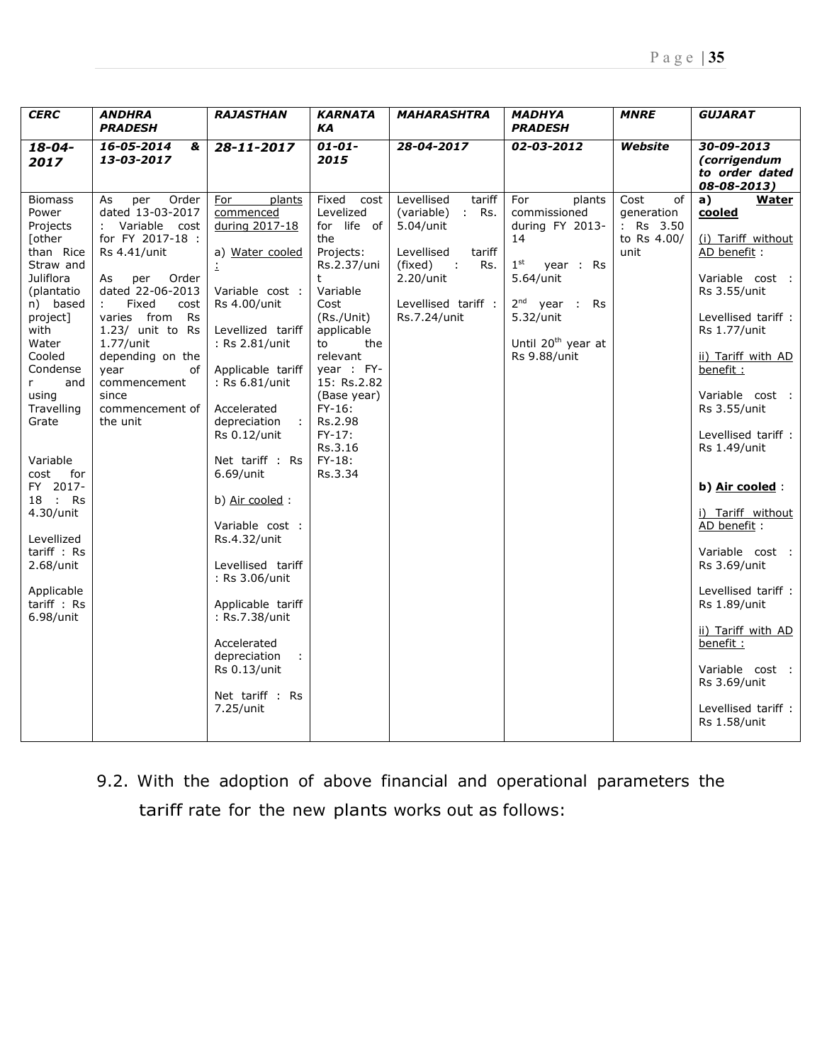| *CERC* | *ANDHRA PRADESH* | *RAJASTHAN* | *KARNATAKA* | *MAHARASHTRA* | *MADHYA PRADESH* | *MNRE* | *GUJARAT* |
|---|---|---|---|---|---|---|---|
| ***18-04-2017*** | ***16-05-2014 & 13-03-2017*** | ***28-11-2017*** | ***01-01-2015*** | ***28-04-2017*** | ***02-03-2012*** | ***Website*** | ***30-09-2013 (corrigendum to order dated 08-08-2013)*** |
| Biomass Power Projects [other than Rice Straw and Juliflora (plantation) based project] with Water Cooled Condenser and using Travelling Grate<br><br>Variable cost for FY 2017-18 : Rs 4.30/unit<br><br>Levellized tariff : Rs 2.68/unit<br><br>Applicable tariff : Rs 6.98/unit | As per Order dated 13-03-2017 : Variable cost for FY 2017-18 : Rs 4.41/unit<br><br>As per Order dated 22-06-2013 : Fixed cost varies from Rs 1.23/ unit to Rs 1.77/unit depending on the year of commencement since commencement of the unit | For plants commenced during 2017-18<br><br>a) Water cooled :<br><br>Variable cost : Rs 4.00/unit<br><br>Levellized tariff : Rs 2.81/unit<br><br>Applicable tariff : Rs 6.81/unit<br><br>Accelerated depreciation : Rs 0.12/unit<br><br>Net tariff : Rs 6.69/unit<br><br>b) Air cooled :<br><br>Variable cost : Rs.4.32/unit<br><br>Levellised tariff : Rs 3.06/unit<br><br>Applicable tariff : Rs.7.38/unit<br><br>Accelerated depreciation : Rs 0.13/unit<br><br>Net tariff : Rs 7.25/unit | Fixed cost Levelized for life of the Projects: Rs.2.37/unit<br>Variable Cost (Rs./Unit) applicable to the relevant year : FY-15: Rs.2.82 (Base year)<br>FY-16: Rs.2.98<br>FY-17: Rs.3.16<br>FY-18: Rs.3.34 | Levellised tariff (variable) : Rs. 5.04/unit<br><br>Levellised tariff (fixed) : Rs. 2.20/unit<br><br>Levellised tariff : Rs.7.24/unit | For plants commissioned during FY 2013-14<br><br>1st year : Rs 5.64/unit<br><br>2nd year : Rs 5.32/unit<br><br>Until 20th year at Rs 9.88/unit | Cost of generation : Rs 3.50 to Rs 4.00/ unit | **a) Water cooled**<br><br>(i) Tariff without AD benefit :<br><br>Variable cost : Rs 3.55/unit<br><br>Levellised tariff : Rs 1.77/unit<br><br>ii) Tariff with AD benefit :<br><br>Variable cost : Rs 3.55/unit<br><br>Levellised tariff : Rs 1.49/unit<br><br>**b) Air cooled** :<br><br>i) Tariff without AD benefit :<br><br>Variable cost : Rs 3.69/unit<br><br>Levellised tariff : Rs 1.89/unit<br><br>ii) Tariff with AD benefit :<br><br>Variable cost : Rs 3.69/unit<br><br>Levellised tariff : Rs 1.58/unit |

9.2. With the adoption of above financial and operational parameters the tariff rate for the new plants works out as follows: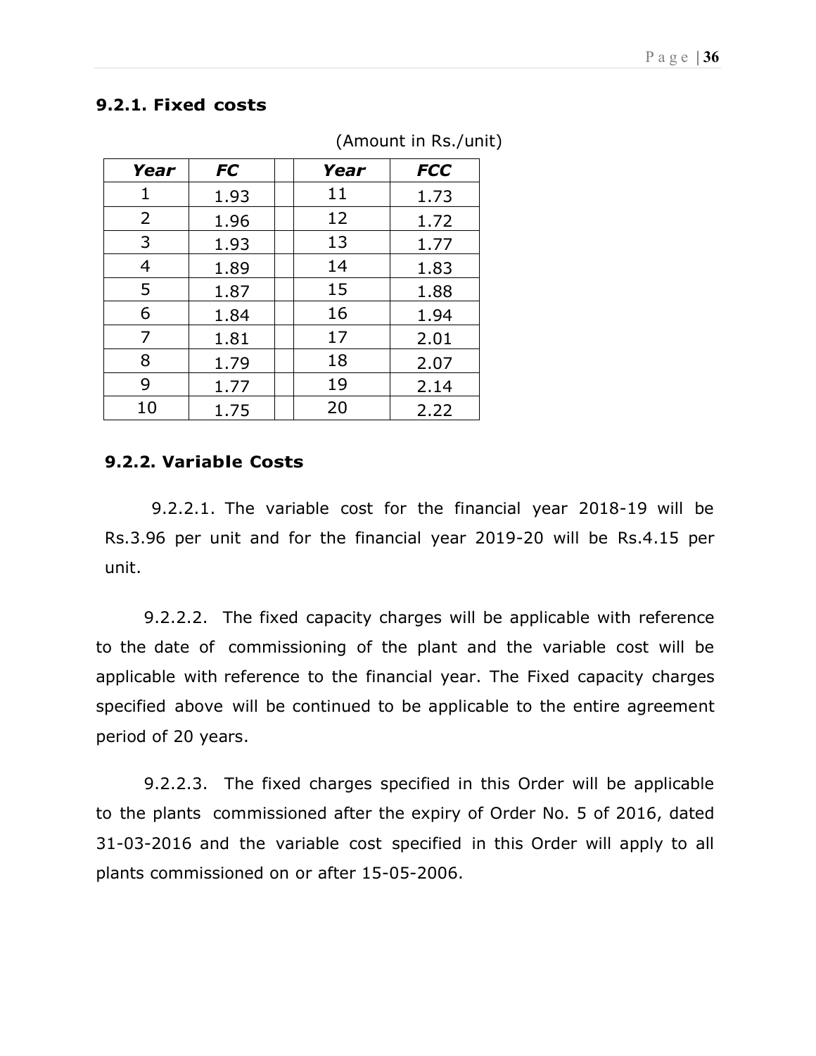### 9.2.1. Fixed costs

(Amount in Rs./unit)

| Year | FC | | Year | FCC |
|---|---|---|---|---|
| 1 | 1.93 | | 11 | 1.73 |
| 2 | 1.96 | | 12 | 1.72 |
| 3 | 1.93 | | 13 | 1.77 |
| 4 | 1.89 | | 14 | 1.83 |
| 5 | 1.87 | | 15 | 1.88 |
| 6 | 1.84 | | 16 | 1.94 |
| 7 | 1.81 | | 17 | 2.01 |
| 8 | 1.79 | | 18 | 2.07 |
| 9 | 1.77 | | 19 | 2.14 |
| 10 | 1.75 | | 20 | 2.22 |

### 9.2.2. Variable Costs

9.2.2.1. The variable cost for the financial year 2018-19 will be Rs.3.96 per unit and for the financial year 2019-20 will be Rs.4.15 per unit.

9.2.2.2. The fixed capacity charges will be applicable with reference to the date of commissioning of the plant and the variable cost will be applicable with reference to the financial year. The Fixed capacity charges specified above will be continued to be applicable to the entire agreement period of 20 years.

9.2.2.3. The fixed charges specified in this Order will be applicable to the plants commissioned after the expiry of Order No. 5 of 2016, dated 31-03-2016 and the variable cost specified in this Order will apply to all plants commissioned on or after 15-05-2006.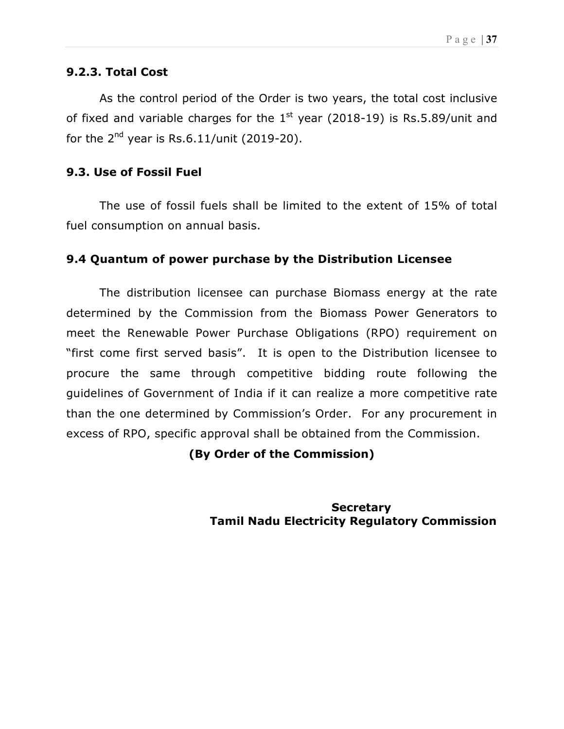### 9.2.3. Total Cost

As the control period of the Order is two years, the total cost inclusive of fixed and variable charges for the 1st year (2018-19) is Rs.5.89/unit and for the 2nd year is Rs.6.11/unit (2019-20).

### 9.3. Use of Fossil Fuel

The use of fossil fuels shall be limited to the extent of 15% of total fuel consumption on annual basis.

### 9.4 Quantum of power purchase by the Distribution Licensee

The distribution licensee can purchase Biomass energy at the rate determined by the Commission from the Biomass Power Generators to meet the Renewable Power Purchase Obligations (RPO) requirement on "first come first served basis". It is open to the Distribution licensee to procure the same through competitive bidding route following the guidelines of Government of India if it can realize a more competitive rate than the one determined by Commission's Order. For any procurement in excess of RPO, specific approval shall be obtained from the Commission.

**(By Order of the Commission)**

**Secretary**
**Tamil Nadu Electricity Regulatory Commission**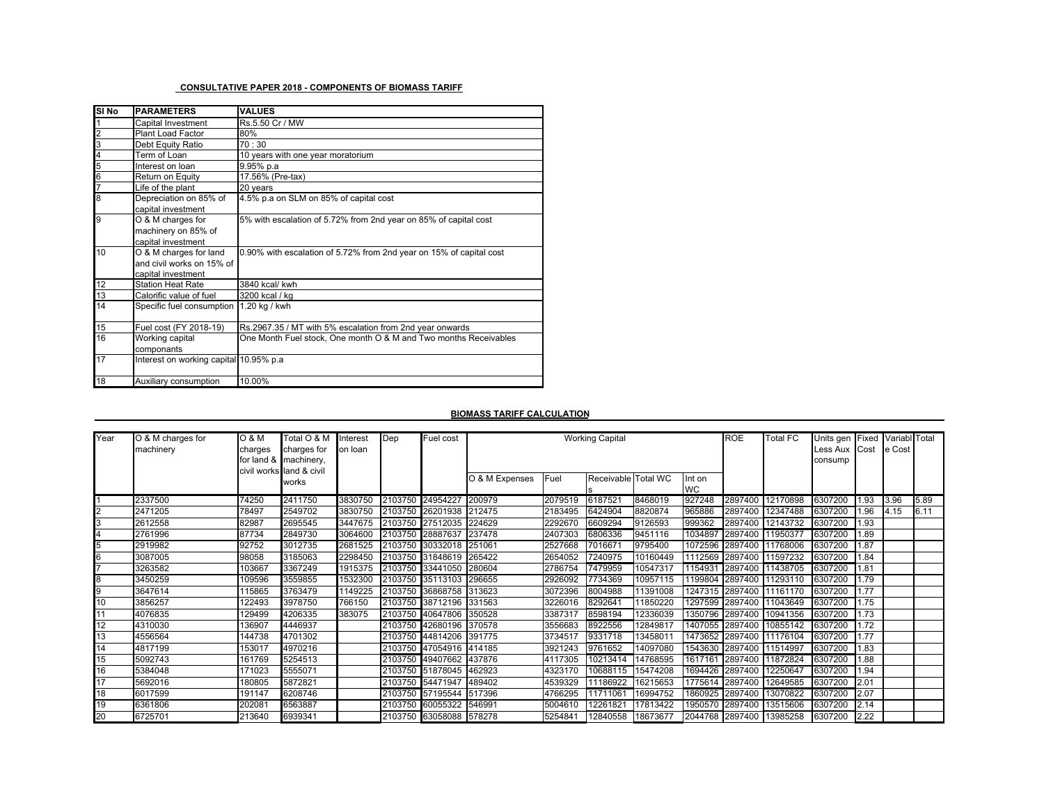## CONSULTATIVE PAPER 2018 - COMPONENTS OF BIOMASS TARIFF

| Sl No | PARAMETERS | VALUES |
|---|---|---|
| 1 | Capital Investment | Rs.5.50 Cr / MW |
| 2 | Plant Load Factor | 80% |
| 3 | Debt Equity Ratio | 70 : 30 |
| 4 | Term of Loan | 10 years with one year moratorium |
| 5 | Interest on loan | 9.95% p.a |
| 6 | Return on Equity | 17.56% (Pre-tax) |
| 7 | Life of the plant | 20 years |
| 8 | Depreciation on 85% of capital investment | 4.5% p.a on SLM on 85% of capital cost |
| 9 | O & M charges for machinery on 85% of capital investment | 5% with escalation of 5.72% from 2nd year on 85% of capital cost |
| 10 | O & M charges for land and civil works on 15% of capital investment | 0.90% with escalation of 5.72% from 2nd year on 15% of capital cost |
| 12 | Station Heat Rate | 3840 kcal/ kwh |
| 13 | Calorific value of fuel | 3200 kcal / kg |
| 14 | Specific fuel consumption | 1.20 kg / kwh |
| 15 | Fuel cost (FY 2018-19) | Rs.2967.35 / MT with 5% escalation from 2nd year onwards |
| 16 | Working capital componants | One Month Fuel stock, One month O & M and Two months Receivables |
| 17 | Interest on working capital | 10.95% p.a |
| 18 | Auxiliary consumption | 10.00% |

## BIOMASS TARIFF CALCULATION

| Year | O & M charges for machinery | O & M charges for land & civil works | Total O & M charges for machinery, land & civil works | Interest on loan | Dep | Fuel cost | Working Capital | | | | Int on WC | ROE | Total FC | Units gen Less Aux consump | Fixed Cost | Variable Cost | Total |
|---|---|---|---|---|---|---|---|---|---|---|---|---|---|---|---|---|---|
| | | | | | | | O & M Expenses | Fuel | Receivables | Total WC | | | | | | | |
| 1 | 2337500 | 74250 | 2411750 | 3830750 | 2103750 | 24954227 | 200979 | 2079519 | 6187521 | 8468019 | 927248 | 2897400 | 12170898 | 6307200 | 1.93 | 3.96 | 5.89 |
| 2 | 2471205 | 78497 | 2549702 | 3830750 | 2103750 | 26201938 | 212475 | 2183495 | 6424904 | 8820874 | 965886 | 2897400 | 12347488 | 6307200 | 1.96 | 4.15 | 6.11 |
| 3 | 2612558 | 82987 | 2695545 | 3447675 | 2103750 | 27512035 | 224629 | 2292670 | 6609294 | 9126593 | 999362 | 2897400 | 12143732 | 6307200 | 1.93 | | |
| 4 | 2761996 | 87734 | 2849730 | 3064600 | 2103750 | 28887637 | 237478 | 2407303 | 6806336 | 9451116 | 1034897 | 2897400 | 11950377 | 6307200 | 1.89 | | |
| 5 | 2919982 | 92752 | 3012735 | 2681525 | 2103750 | 30332018 | 251061 | 2527668 | 7016671 | 9795400 | 1072596 | 2897400 | 11768006 | 6307200 | 1.87 | | |
| 6 | 3087005 | 98058 | 3185063 | 2298450 | 2103750 | 31848619 | 265422 | 2654052 | 7240975 | 10160449 | 1112569 | 2897400 | 11597232 | 6307200 | 1.84 | | |
| 7 | 3263582 | 103667 | 3367249 | 1915375 | 2103750 | 33441050 | 280604 | 2786754 | 7479959 | 10547317 | 1154931 | 2897400 | 11438705 | 6307200 | 1.81 | | |
| 8 | 3450259 | 109596 | 3559855 | 1532300 | 2103750 | 35113103 | 296655 | 2926092 | 7734369 | 10957115 | 1199804 | 2897400 | 11293110 | 6307200 | 1.79 | | |
| 9 | 3647614 | 115865 | 3763479 | 1149225 | 2103750 | 36868758 | 313623 | 3072396 | 8004988 | 11391008 | 1247315 | 2897400 | 11161170 | 6307200 | 1.77 | | |
| 10 | 3856257 | 122493 | 3978750 | 766150 | 2103750 | 38712196 | 331563 | 3226016 | 8292641 | 11850220 | 1297599 | 2897400 | 11043649 | 6307200 | 1.75 | | |
| 11 | 4076835 | 129499 | 4206335 | 383075 | 2103750 | 40647806 | 350528 | 3387317 | 8598194 | 12336039 | 1350796 | 2897400 | 10941356 | 6307200 | 1.73 | | |
| 12 | 4310030 | 136907 | 4446937 | | 2103750 | 42680196 | 370578 | 3556683 | 8922556 | 12849817 | 1407055 | 2897400 | 10855142 | 6307200 | 1.72 | | |
| 13 | 4556564 | 144738 | 4701302 | | 2103750 | 44814206 | 391775 | 3734517 | 9331718 | 13458011 | 1473652 | 2897400 | 11176104 | 6307200 | 1.77 | | |
| 14 | 4817199 | 153017 | 4970216 | | 2103750 | 47054916 | 414185 | 3921243 | 9761652 | 14097080 | 1543630 | 2897400 | 11514997 | 6307200 | 1.83 | | |
| 15 | 5092743 | 161769 | 5254513 | | 2103750 | 49407662 | 437876 | 4117305 | 10213414 | 14768595 | 1617161 | 2897400 | 11872824 | 6307200 | 1.88 | | |
| 16 | 5384048 | 171023 | 5555071 | | 2103750 | 51878045 | 462923 | 4323170 | 10688115 | 15474208 | 1694426 | 2897400 | 12250647 | 6307200 | 1.94 | | |
| 17 | 5692016 | 180805 | 5872821 | | 2103750 | 54471947 | 489402 | 4539329 | 11186922 | 16215653 | 1775614 | 2897400 | 12649585 | 6307200 | 2.01 | | |
| 18 | 6017599 | 191147 | 6208746 | | 2103750 | 57195544 | 517396 | 4766295 | 11711061 | 16994752 | 1860925 | 2897400 | 13070822 | 6307200 | 2.07 | | |
| 19 | 6361806 | 202081 | 6563887 | | 2103750 | 60055322 | 546991 | 5004610 | 12261821 | 17813422 | 1950570 | 2897400 | 13515606 | 6307200 | 2.14 | | |
| 20 | 6725701 | 213640 | 6939341 | | 2103750 | 63058088 | 578278 | 5254841 | 12840558 | 18673677 | 2044768 | 2897400 | 13985258 | 6307200 | 2.22 | | |